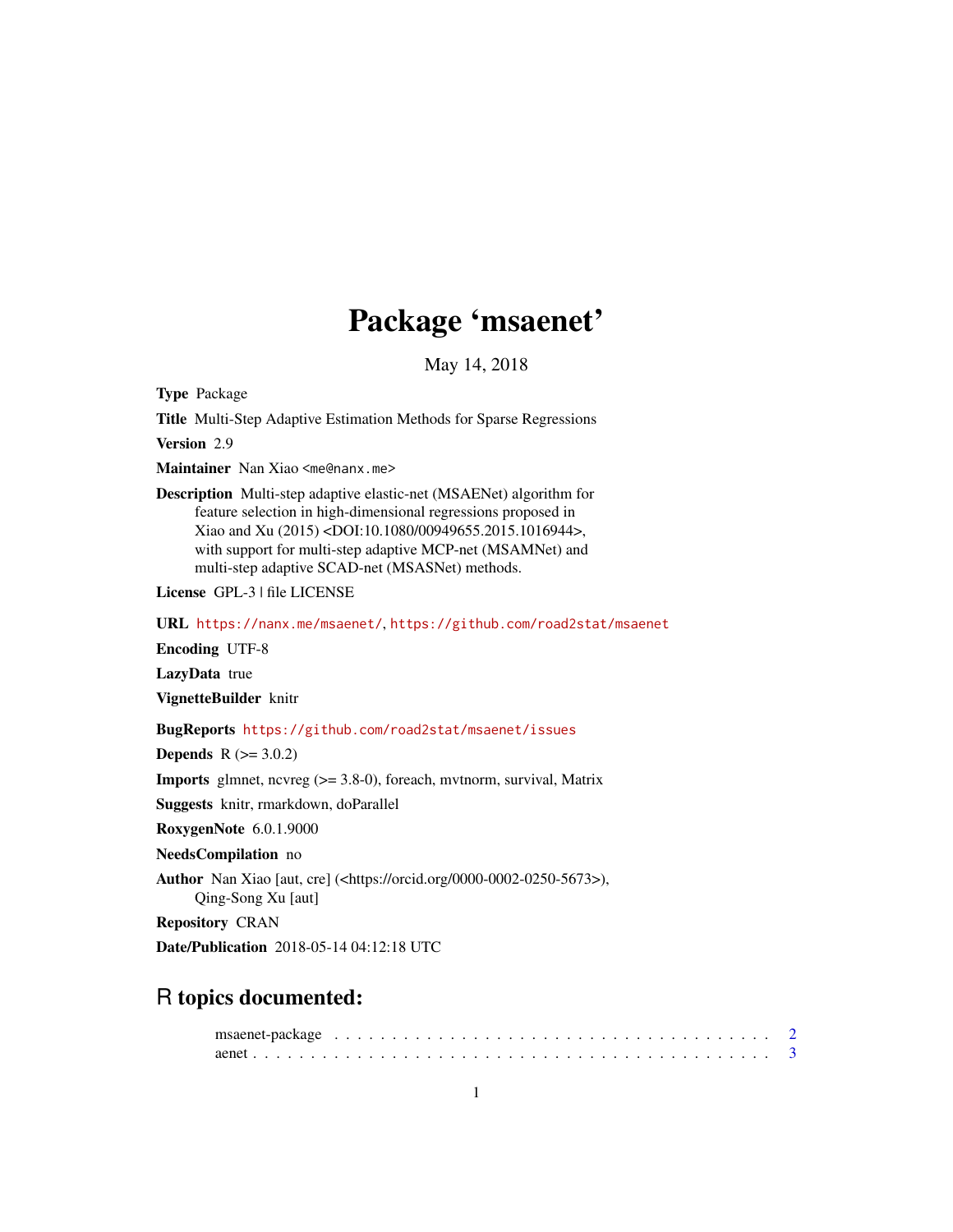# Package 'msaenet'

May 14, 2018

**Type** Package

**Title** Multi-Step Adaptive Estimation Methods for Sparse Regressions

**Version** 2.9

**Maintainer** Nan Xiao <me@nanx.me>

**Description** Multi-step adaptive elastic-net (MSAENet) algorithm for feature selection in high-dimensional regressions proposed in Xiao and Xu (2015) <DOI:10.1080/00949655.2015.1016944>, with support for multi-step adaptive MCP-net (MSAMNet) and multi-step adaptive SCAD-net (MSASNet) methods.

**License** GPL-3 | file LICENSE

**URL** https://nanx.me/msaenet/, https://github.com/road2stat/msaenet

**Encoding** UTF-8

**LazyData** true

**VignetteBuilder** knitr

**BugReports** https://github.com/road2stat/msaenet/issues

**Depends** R (>= 3.0.2)

**Imports** glmnet, ncvreg (>= 3.8-0), foreach, mvtnorm, survival, Matrix

**Suggests** knitr, rmarkdown, doParallel

**RoxygenNote** 6.0.1.9000

**NeedsCompilation** no

**Author** Nan Xiao [aut, cre] (<https://orcid.org/0000-0002-0250-5673>), Qing-Song Xu [aut]

**Repository** CRAN

**Date/Publication** 2018-05-14 04:12:18 UTC

## R topics documented:

msaenet-package . . . . . . . . . . . . . . . . . . . . . . . . . . . . . . . . . . . . . 2
aenet . . . . . . . . . . . . . . . . . . . . . . . . . . . . . . . . . . . . . . . . . . . 3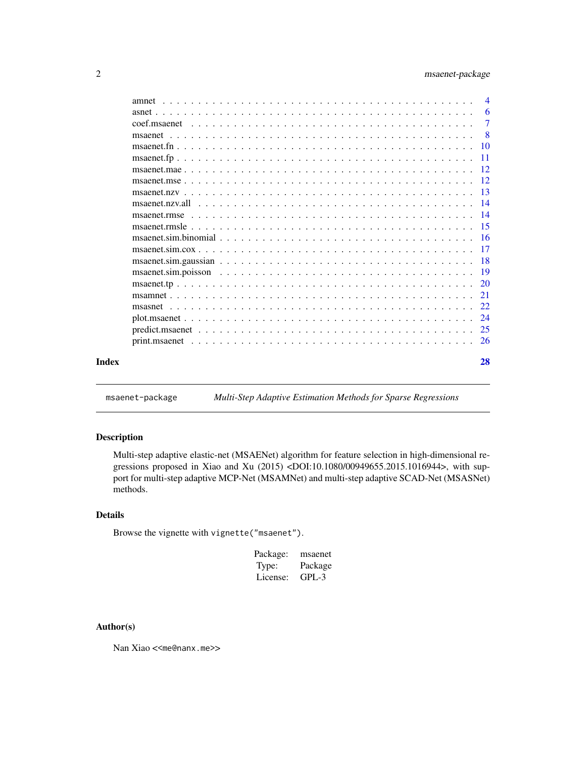amnet . . . . . . . . . . . . . . . . . . . . . . . . . . . . . . . . . . . . . . . . . 4
asnet . . . . . . . . . . . . . . . . . . . . . . . . . . . . . . . . . . . . . . . . . 6
coef.msaenet . . . . . . . . . . . . . . . . . . . . . . . . . . . . . . . . . . . . . 7
msaenet . . . . . . . . . . . . . . . . . . . . . . . . . . . . . . . . . . . . . . . 8
msaenet.fn . . . . . . . . . . . . . . . . . . . . . . . . . . . . . . . . . . . . . . 10
msaenet.fp . . . . . . . . . . . . . . . . . . . . . . . . . . . . . . . . . . . . . . 11
msaenet.mae . . . . . . . . . . . . . . . . . . . . . . . . . . . . . . . . . . . . . 12
msaenet.mse . . . . . . . . . . . . . . . . . . . . . . . . . . . . . . . . . . . . . 12
msaenet.nzv . . . . . . . . . . . . . . . . . . . . . . . . . . . . . . . . . . . . . 13
msaenet.nzv.all . . . . . . . . . . . . . . . . . . . . . . . . . . . . . . . . . . . 14
msaenet.rmse . . . . . . . . . . . . . . . . . . . . . . . . . . . . . . . . . . . . 14
msaenet.rmsle . . . . . . . . . . . . . . . . . . . . . . . . . . . . . . . . . . . . 15
msaenet.sim.binomial . . . . . . . . . . . . . . . . . . . . . . . . . . . . . . . . 16
msaenet.sim.cox . . . . . . . . . . . . . . . . . . . . . . . . . . . . . . . . . . . 17
msaenet.sim.gaussian . . . . . . . . . . . . . . . . . . . . . . . . . . . . . . . . 18
msaenet.sim.poisson . . . . . . . . . . . . . . . . . . . . . . . . . . . . . . . . . 19
msaenet.tp . . . . . . . . . . . . . . . . . . . . . . . . . . . . . . . . . . . . . . 20
msamnet . . . . . . . . . . . . . . . . . . . . . . . . . . . . . . . . . . . . . . . 21
msasnet . . . . . . . . . . . . . . . . . . . . . . . . . . . . . . . . . . . . . . . 22
plot.msaenet . . . . . . . . . . . . . . . . . . . . . . . . . . . . . . . . . . . . . 24
predict.msaenet . . . . . . . . . . . . . . . . . . . . . . . . . . . . . . . . . . . 25
print.msaenet . . . . . . . . . . . . . . . . . . . . . . . . . . . . . . . . . . . . 26

**Index** **28**

---

`msaenet-package` *Multi-Step Adaptive Estimation Methods for Sparse Regressions*

---

### Description

Multi-step adaptive elastic-net (MSAENet) algorithm for feature selection in high-dimensional regressions proposed in Xiao and Xu (2015) <DOI:10.1080/00949655.2015.1016944>, with support for multi-step adaptive MCP-Net (MSAMNet) and multi-step adaptive SCAD-Net (MSASNet) methods.

### Details

Browse the vignette with `vignette("msaenet")`.

| | |
|---|---|
| Package: | msaenet |
| Type: | Package |
| License: | GPL-3 |

### Author(s)

Nan Xiao <<me@nanx.me>>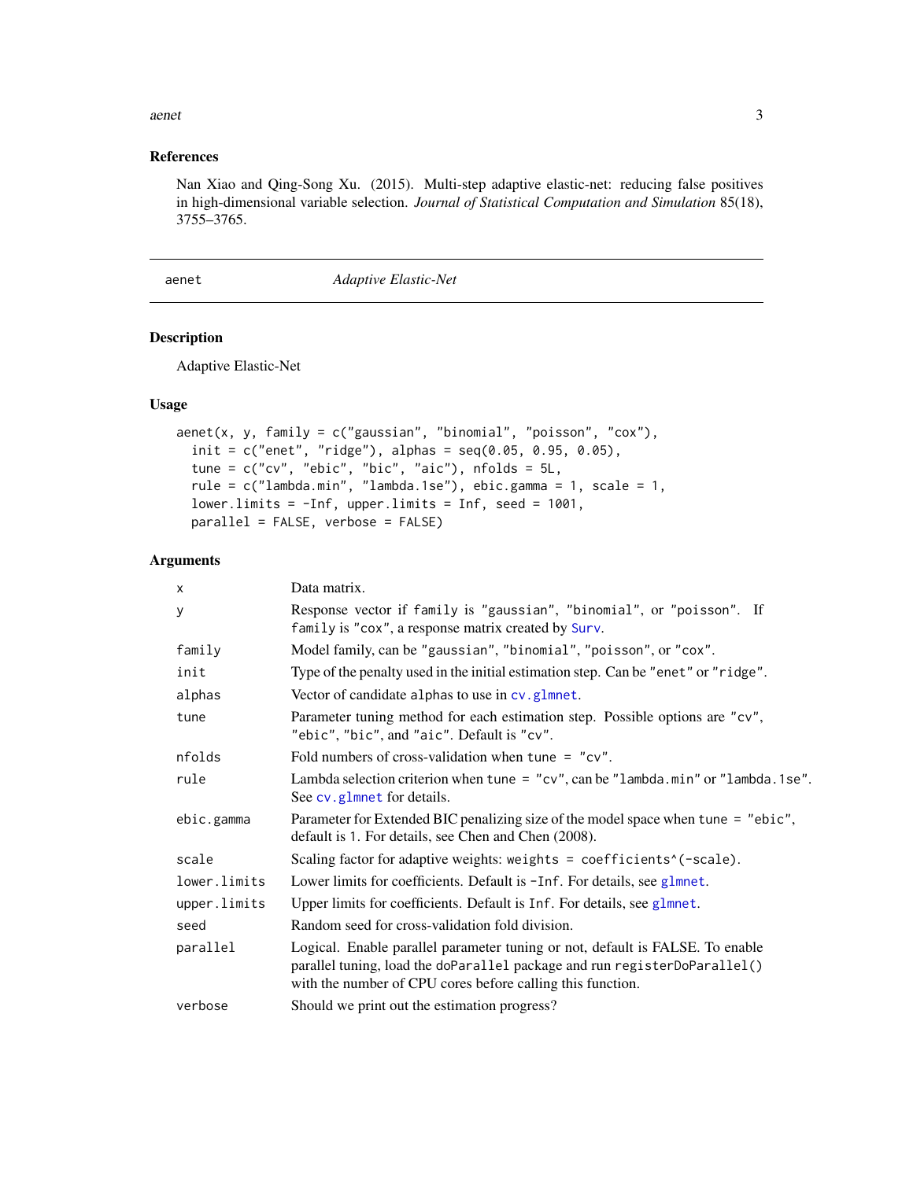## References

Nan Xiao and Qing-Song Xu. (2015). Multi-step adaptive elastic-net: reducing false positives in high-dimensional variable selection. *Journal of Statistical Computation and Simulation* 85(18), 3755–3765.

---

`aenet` *Adaptive Elastic-Net*

---

### Description

Adaptive Elastic-Net

### Usage

```
aenet(x, y, family = c("gaussian", "binomial", "poisson", "cox"),
  init = c("enet", "ridge"), alphas = seq(0.05, 0.95, 0.05),
  tune = c("cv", "ebic", "bic", "aic"), nfolds = 5L,
  rule = c("lambda.min", "lambda.1se"), ebic.gamma = 1, scale = 1,
  lower.limits = -Inf, upper.limits = Inf, seed = 1001,
  parallel = FALSE, verbose = FALSE)
```

### Arguments

| | |
|---|---|
| `x` | Data matrix. |
| `y` | Response vector if `family` is `"gaussian"`, `"binomial"`, or `"poisson"`. If `family` is `"cox"`, a response matrix created by `Surv`. |
| `family` | Model family, can be `"gaussian"`, `"binomial"`, `"poisson"`, or `"cox"`. |
| `init` | Type of the penalty used in the initial estimation step. Can be `"enet"` or `"ridge"`. |
| `alphas` | Vector of candidate `alpha`s to use in `cv.glmnet`. |
| `tune` | Parameter tuning method for each estimation step. Possible options are `"cv"`, `"ebic"`, `"bic"`, and `"aic"`. Default is `"cv"`. |
| `nfolds` | Fold numbers of cross-validation when `tune = "cv"`. |
| `rule` | Lambda selection criterion when `tune = "cv"`, can be `"lambda.min"` or `"lambda.1se"`. See `cv.glmnet` for details. |
| `ebic.gamma` | Parameter for Extended BIC penalizing size of the model space when `tune = "ebic"`, default is `1`. For details, see Chen and Chen (2008). |
| `scale` | Scaling factor for adaptive weights: `weights = coefficients^(-scale)`. |
| `lower.limits` | Lower limits for coefficients. Default is `-Inf`. For details, see `glmnet`. |
| `upper.limits` | Upper limits for coefficients. Default is `Inf`. For details, see `glmnet`. |
| `seed` | Random seed for cross-validation fold division. |
| `parallel` | Logical. Enable parallel parameter tuning or not, default is FALSE. To enable parallel tuning, load the `doParallel` package and run `registerDoParallel()` with the number of CPU cores before calling this function. |
| `verbose` | Should we print out the estimation progress? |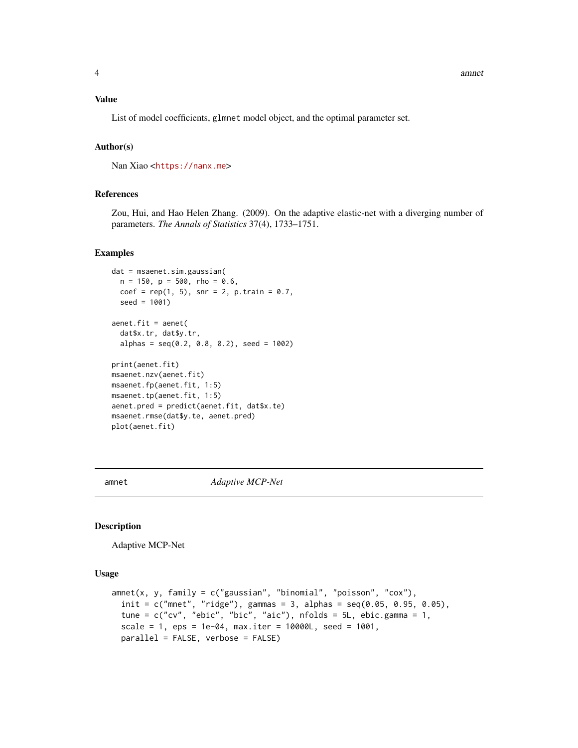### Value

List of model coefficients, glmnet model object, and the optimal parameter set.

### Author(s)

Nan Xiao <https://nanx.me>

### References

Zou, Hui, and Hao Helen Zhang. (2009). On the adaptive elastic-net with a diverging number of parameters. *The Annals of Statistics* 37(4), 1733–1751.

### Examples

```
dat = msaenet.sim.gaussian(
  n = 150, p = 500, rho = 0.6,
  coef = rep(1, 5), snr = 2, p.train = 0.7,
  seed = 1001)

aenet.fit = aenet(
  dat$x.tr, dat$y.tr,
  alphas = seq(0.2, 0.8, 0.2), seed = 1002)

print(aenet.fit)
msaenet.nzv(aenet.fit)
msaenet.fp(aenet.fit, 1:5)
msaenet.tp(aenet.fit, 1:5)
aenet.pred = predict(aenet.fit, dat$x.te)
msaenet.rmse(dat$y.te, aenet.pred)
plot(aenet.fit)
```

---

## amnet — *Adaptive MCP-Net*

### Description

Adaptive MCP-Net

### Usage

```
amnet(x, y, family = c("gaussian", "binomial", "poisson", "cox"),
  init = c("mnet", "ridge"), gammas = 3, alphas = seq(0.05, 0.95, 0.05),
  tune = c("cv", "ebic", "bic", "aic"), nfolds = 5L, ebic.gamma = 1,
  scale = 1, eps = 1e-04, max.iter = 10000L, seed = 1001,
  parallel = FALSE, verbose = FALSE)
```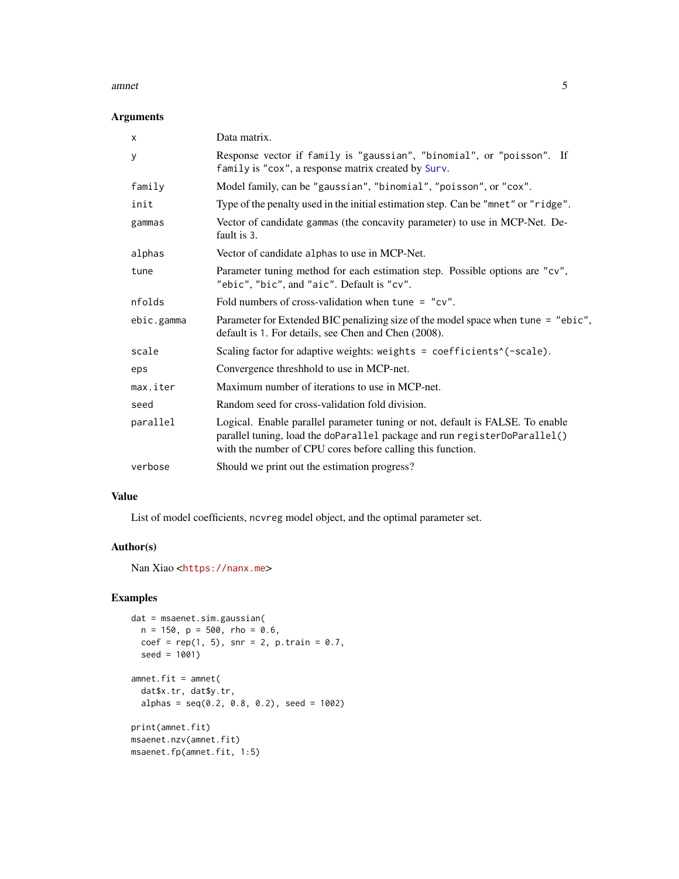## Arguments

| Argument | Description |
|---|---|
| `x` | Data matrix. |
| `y` | Response vector if `family` is `"gaussian"`, `"binomial"`, or `"poisson"`. If `family` is `"cox"`, a response matrix created by `Surv`. |
| `family` | Model family, can be `"gaussian"`, `"binomial"`, `"poisson"`, or `"cox"`. |
| `init` | Type of the penalty used in the initial estimation step. Can be `"mnet"` or `"ridge"`. |
| `gammas` | Vector of candidate `gammas` (the concavity parameter) to use in MCP-Net. Default is `3`. |
| `alphas` | Vector of candidate `alphas` to use in MCP-Net. |
| `tune` | Parameter tuning method for each estimation step. Possible options are `"cv"`, `"ebic"`, `"bic"`, and `"aic"`. Default is `"cv"`. |
| `nfolds` | Fold numbers of cross-validation when `tune = "cv"`. |
| `ebic.gamma` | Parameter for Extended BIC penalizing size of the model space when `tune = "ebic"`, default is `1`. For details, see Chen and Chen (2008). |
| `scale` | Scaling factor for adaptive weights: `weights = coefficients^(-scale)`. |
| `eps` | Convergence threshhold to use in MCP-net. |
| `max.iter` | Maximum number of iterations to use in MCP-net. |
| `seed` | Random seed for cross-validation fold division. |
| `parallel` | Logical. Enable parallel parameter tuning or not, default is FALSE. To enable parallel tuning, load the `doParallel` package and run `registerDoParallel()` with the number of CPU cores before calling this function. |
| `verbose` | Should we print out the estimation progress? |

## Value

List of model coefficients, `ncvreg` model object, and the optimal parameter set.

## Author(s)

Nan Xiao <https://nanx.me>

## Examples

```
dat = msaenet.sim.gaussian(
  n = 150, p = 500, rho = 0.6,
  coef = rep(1, 5), snr = 2, p.train = 0.7,
  seed = 1001)

amnet.fit = amnet(
  dat$x.tr, dat$y.tr,
  alphas = seq(0.2, 0.8, 0.2), seed = 1002)

print(amnet.fit)
msaenet.nzv(amnet.fit)
msaenet.fp(amnet.fit, 1:5)
```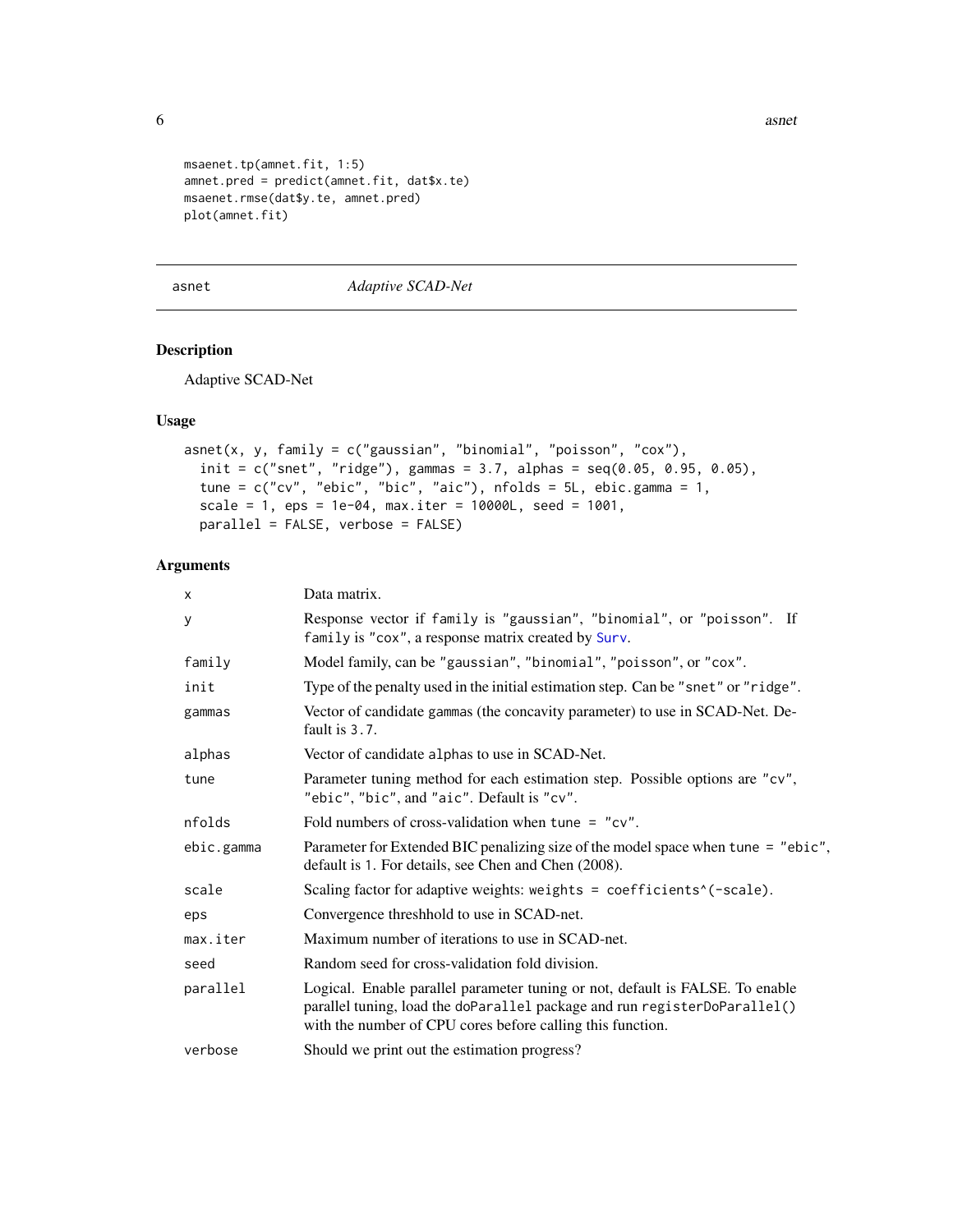```
msaenet.tp(amnet.fit, 1:5)
amnet.pred = predict(amnet.fit, dat$x.te)
msaenet.rmse(dat$y.te, amnet.pred)
plot(amnet.fit)
```

---

asnet — *Adaptive SCAD-Net*

---

## Description

Adaptive SCAD-Net

## Usage

```
asnet(x, y, family = c("gaussian", "binomial", "poisson", "cox"),
  init = c("snet", "ridge"), gammas = 3.7, alphas = seq(0.05, 0.95, 0.05),
  tune = c("cv", "ebic", "bic", "aic"), nfolds = 5L, ebic.gamma = 1,
  scale = 1, eps = 1e-04, max.iter = 10000L, seed = 1001,
  parallel = FALSE, verbose = FALSE)
```

## Arguments

| | |
|---|---|
| x | Data matrix. |
| y | Response vector if family is "gaussian", "binomial", or "poisson". If family is "cox", a response matrix created by Surv. |
| family | Model family, can be "gaussian", "binomial", "poisson", or "cox". |
| init | Type of the penalty used in the initial estimation step. Can be "snet" or "ridge". |
| gammas | Vector of candidate gammas (the concavity parameter) to use in SCAD-Net. Default is 3.7. |
| alphas | Vector of candidate alphas to use in SCAD-Net. |
| tune | Parameter tuning method for each estimation step. Possible options are "cv", "ebic", "bic", and "aic". Default is "cv". |
| nfolds | Fold numbers of cross-validation when tune = "cv". |
| ebic.gamma | Parameter for Extended BIC penalizing size of the model space when tune = "ebic", default is 1. For details, see Chen and Chen (2008). |
| scale | Scaling factor for adaptive weights: weights = coefficients^(-scale). |
| eps | Convergence threshhold to use in SCAD-net. |
| max.iter | Maximum number of iterations to use in SCAD-net. |
| seed | Random seed for cross-validation fold division. |
| parallel | Logical. Enable parallel parameter tuning or not, default is FALSE. To enable parallel tuning, load the doParallel package and run registerDoParallel() with the number of CPU cores before calling this function. |
| verbose | Should we print out the estimation progress? |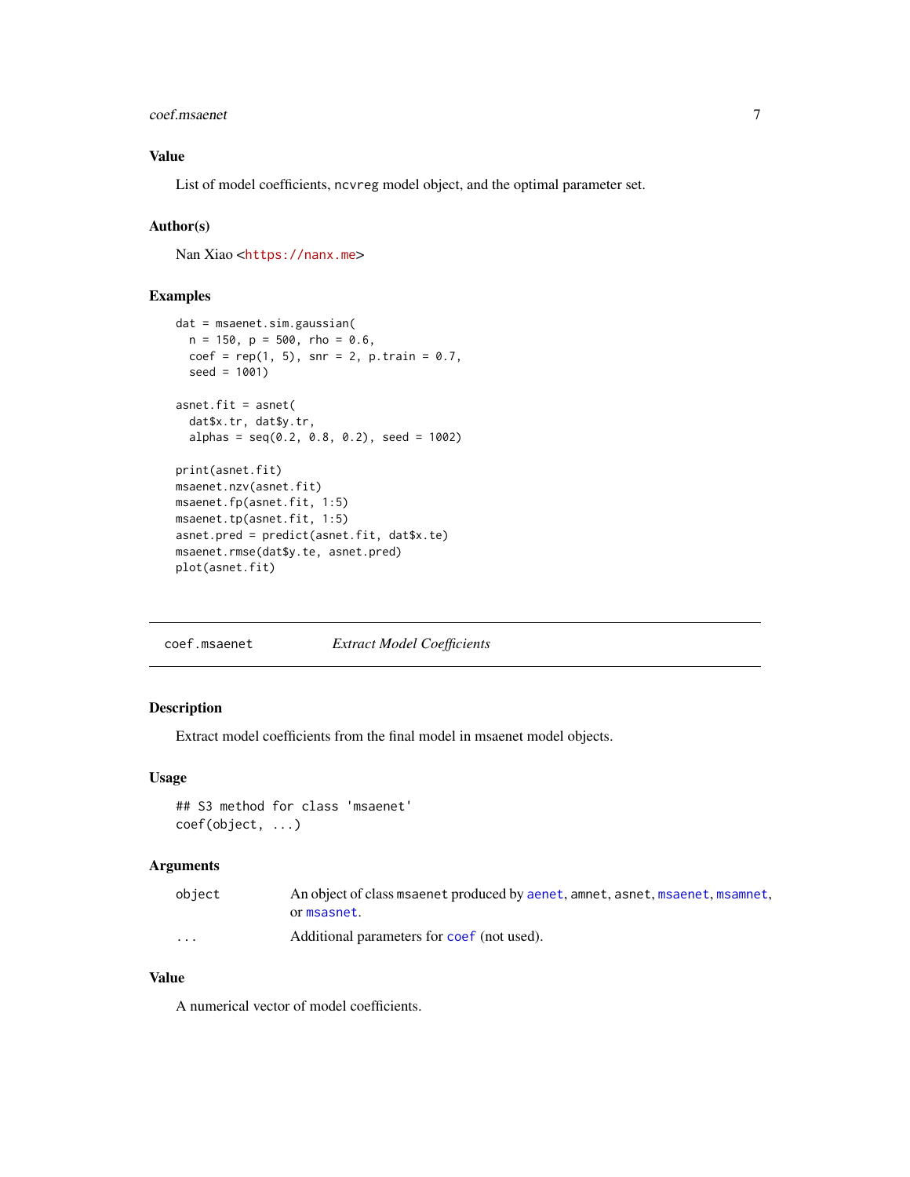## Value

List of model coefficients, ncvreg model object, and the optimal parameter set.

## Author(s)

Nan Xiao <https://nanx.me>

## Examples

```
dat = msaenet.sim.gaussian(
  n = 150, p = 500, rho = 0.6,
  coef = rep(1, 5), snr = 2, p.train = 0.7,
  seed = 1001)

asnet.fit = asnet(
  dat$x.tr, dat$y.tr,
  alphas = seq(0.2, 0.8, 0.2), seed = 1002)

print(asnet.fit)
msaenet.nzv(asnet.fit)
msaenet.fp(asnet.fit, 1:5)
msaenet.tp(asnet.fit, 1:5)
asnet.pred = predict(asnet.fit, dat$x.te)
msaenet.rmse(dat$y.te, asnet.pred)
plot(asnet.fit)
```

---

# coef.msaenet *Extract Model Coefficients*

## Description

Extract model coefficients from the final model in msaenet model objects.

## Usage

```
## S3 method for class 'msaenet'
coef(object, ...)
```

## Arguments

| | |
|---|---|
| object | An object of class msaenet produced by aenet, amnet, asnet, msaenet, msamnet, or msasnet. |
| ... | Additional parameters for coef (not used). |

## Value

A numerical vector of model coefficients.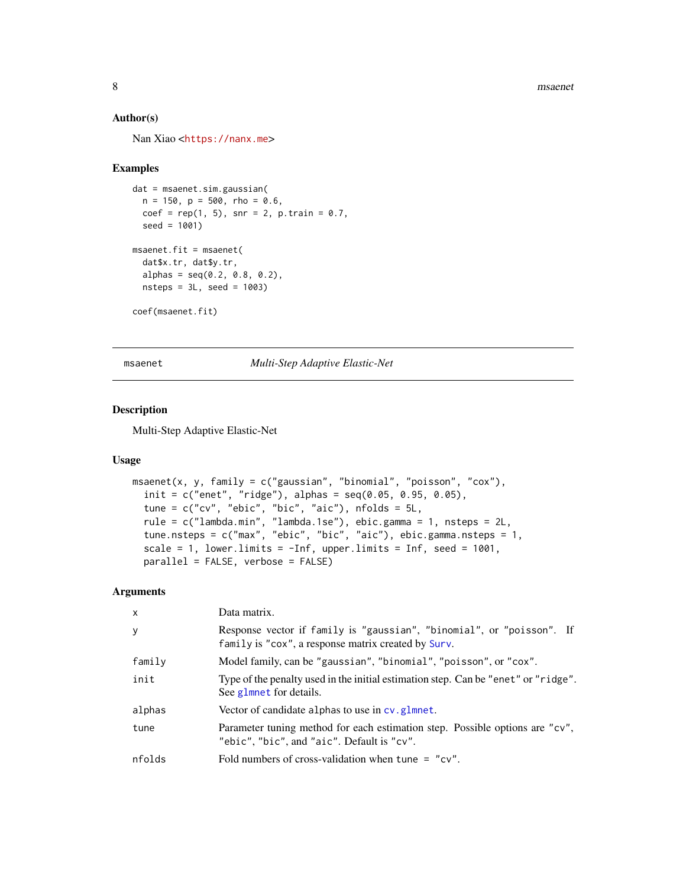### Author(s)

Nan Xiao <https://nanx.me>

### Examples

```
dat = msaenet.sim.gaussian(
  n = 150, p = 500, rho = 0.6,
  coef = rep(1, 5), snr = 2, p.train = 0.7,
  seed = 1001)

msaenet.fit = msaenet(
  dat$x.tr, dat$y.tr,
  alphas = seq(0.2, 0.8, 0.2),
  nsteps = 3L, seed = 1003)

coef(msaenet.fit)
```

---

## msaenet — *Multi-Step Adaptive Elastic-Net*

---

### Description

Multi-Step Adaptive Elastic-Net

### Usage

```
msaenet(x, y, family = c("gaussian", "binomial", "poisson", "cox"),
  init = c("enet", "ridge"), alphas = seq(0.05, 0.95, 0.05),
  tune = c("cv", "ebic", "bic", "aic"), nfolds = 5L,
  rule = c("lambda.min", "lambda.1se"), ebic.gamma = 1, nsteps = 2L,
  tune.nsteps = c("max", "ebic", "bic", "aic"), ebic.gamma.nsteps = 1,
  scale = 1, lower.limits = -Inf, upper.limits = Inf, seed = 1001,
  parallel = FALSE, verbose = FALSE)
```

### Arguments

| | |
|---|---|
| `x` | Data matrix. |
| `y` | Response vector if `family` is `"gaussian"`, `"binomial"`, or `"poisson"`. If `family` is `"cox"`, a response matrix created by `Surv`. |
| `family` | Model family, can be `"gaussian"`, `"binomial"`, `"poisson"`, or `"cox"`. |
| `init` | Type of the penalty used in the initial estimation step. Can be `"enet"` or `"ridge"`. See `glmnet` for details. |
| `alphas` | Vector of candidate `alpha`s to use in `cv.glmnet`. |
| `tune` | Parameter tuning method for each estimation step. Possible options are `"cv"`, `"ebic"`, `"bic"`, and `"aic"`. Default is `"cv"`. |
| `nfolds` | Fold numbers of cross-validation when `tune = "cv"`. |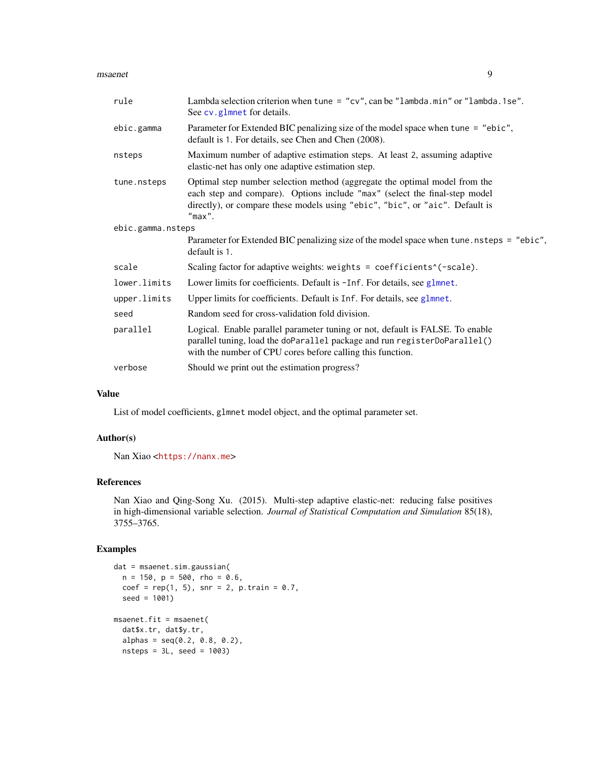| | |
|---|---|
| rule | Lambda selection criterion when `tune = "cv"`, can be `"lambda.min"` or `"lambda.1se"`. See `cv.glmnet` for details. |
| ebic.gamma | Parameter for Extended BIC penalizing size of the model space when `tune = "ebic"`, default is 1. For details, see Chen and Chen (2008). |
| nsteps | Maximum number of adaptive estimation steps. At least 2, assuming adaptive elastic-net has only one adaptive estimation step. |
| tune.nsteps | Optimal step number selection method (aggregate the optimal model from the each step and compare). Options include `"max"` (select the final-step model directly), or compare these models using `"ebic"`, `"bic"`, or `"aic"`. Default is `"max"`. |
| ebic.gamma.nsteps | Parameter for Extended BIC penalizing size of the model space when `tune.nsteps = "ebic"`, default is 1. |
| scale | Scaling factor for adaptive weights: `weights = coefficients^(-scale)`. |
| lower.limits | Lower limits for coefficients. Default is `-Inf`. For details, see `glmnet`. |
| upper.limits | Upper limits for coefficients. Default is `Inf`. For details, see `glmnet`. |
| seed | Random seed for cross-validation fold division. |
| parallel | Logical. Enable parallel parameter tuning or not, default is FALSE. To enable parallel tuning, load the `doParallel` package and run `registerDoParallel()` with the number of CPU cores before calling this function. |
| verbose | Should we print out the estimation progress? |

## Value

List of model coefficients, `glmnet` model object, and the optimal parameter set.

## Author(s)

Nan Xiao <https://nanx.me>

## References

Nan Xiao and Qing-Song Xu. (2015). Multi-step adaptive elastic-net: reducing false positives in high-dimensional variable selection. *Journal of Statistical Computation and Simulation* 85(18), 3755–3765.

## Examples

```
dat = msaenet.sim.gaussian(
  n = 150, p = 500, rho = 0.6,
  coef = rep(1, 5), snr = 2, p.train = 0.7,
  seed = 1001)

msaenet.fit = msaenet(
  dat$x.tr, dat$y.tr,
  alphas = seq(0.2, 0.8, 0.2),
  nsteps = 3L, seed = 1003)
```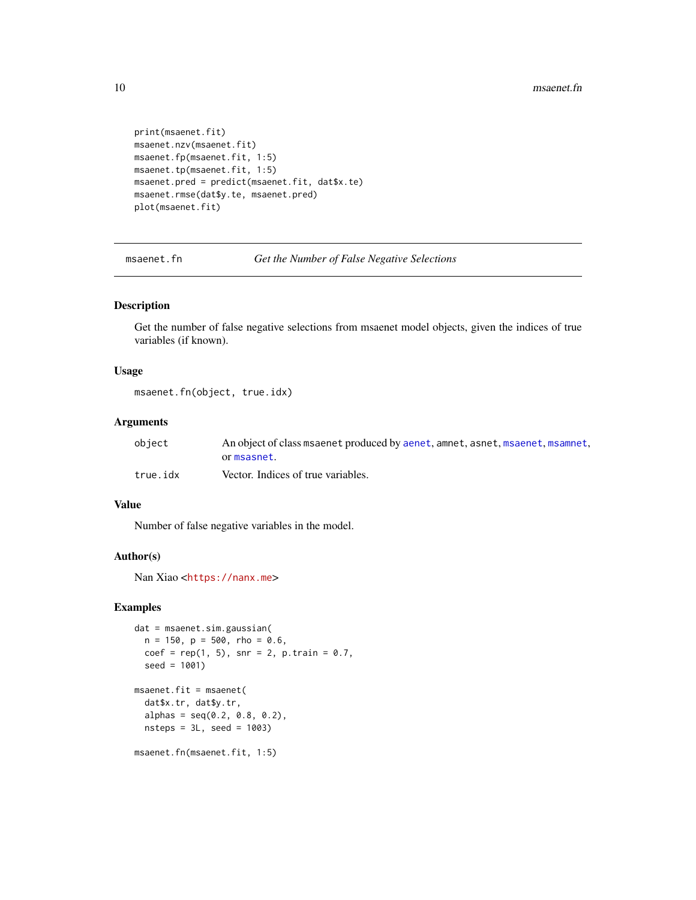```
print(msaenet.fit)
msaenet.nzv(msaenet.fit)
msaenet.fp(msaenet.fit, 1:5)
msaenet.tp(msaenet.fit, 1:5)
msaenet.pred = predict(msaenet.fit, dat$x.te)
msaenet.rmse(dat$y.te, msaenet.pred)
plot(msaenet.fit)
```

---

## msaenet.fn — *Get the Number of False Negative Selections*

### Description

Get the number of false negative selections from msaenet model objects, given the indices of true variables (if known).

### Usage

```
msaenet.fn(object, true.idx)
```

### Arguments

| Argument | Description |
|---|---|
| `object` | An object of class `msaenet` produced by `aenet`, `amnet`, `asnet`, `msaenet`, `msamnet`, or `msasnet`. |
| `true.idx` | Vector. Indices of true variables. |

### Value

Number of false negative variables in the model.

### Author(s)

Nan Xiao <https://nanx.me>

### Examples

```
dat = msaenet.sim.gaussian(
  n = 150, p = 500, rho = 0.6,
  coef = rep(1, 5), snr = 2, p.train = 0.7,
  seed = 1001)

msaenet.fit = msaenet(
  dat$x.tr, dat$y.tr,
  alphas = seq(0.2, 0.8, 0.2),
  nsteps = 3L, seed = 1003)

msaenet.fn(msaenet.fit, 1:5)
```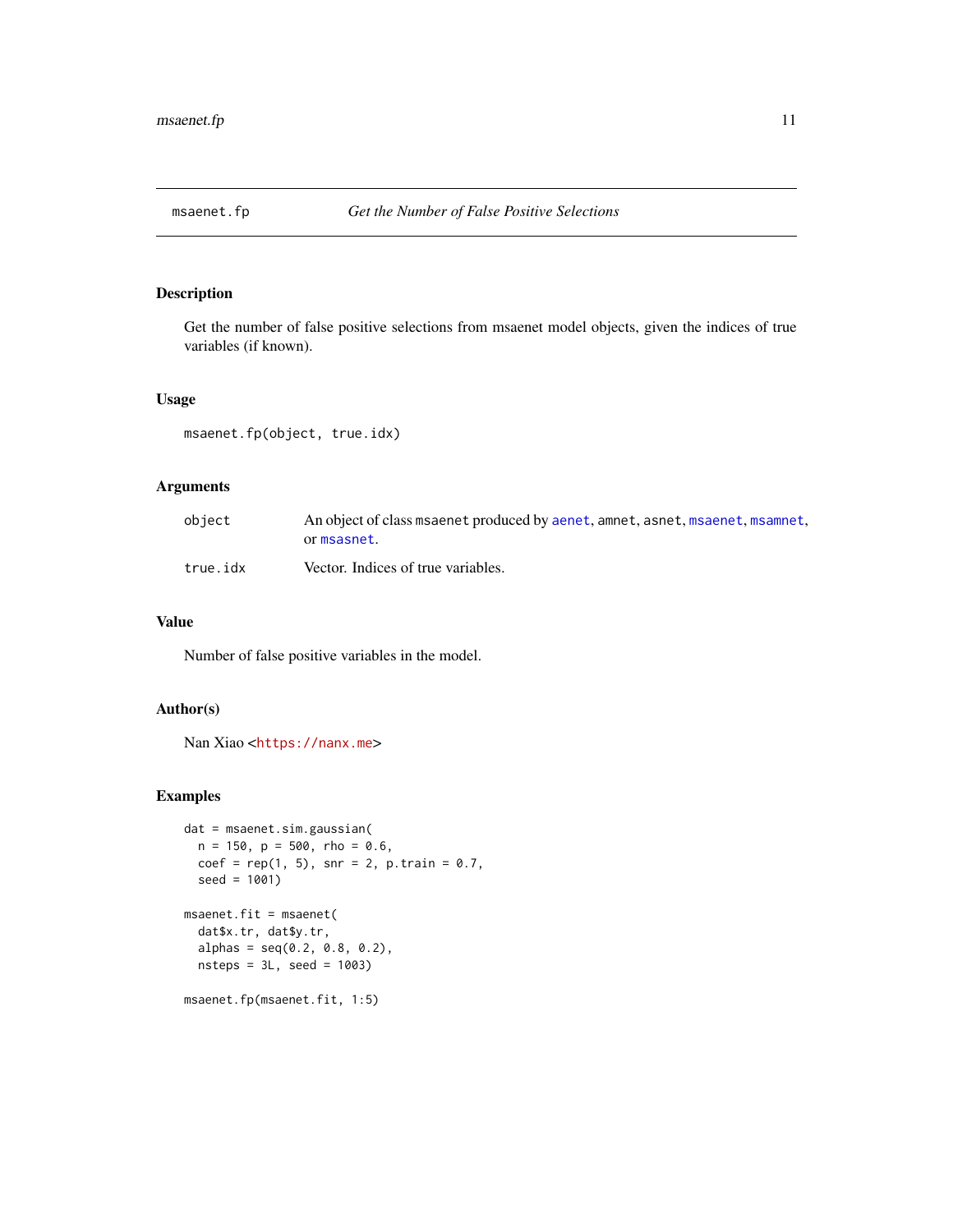## msaenet.fp — *Get the Number of False Positive Selections*

### Description

Get the number of false positive selections from msaenet model objects, given the indices of true variables (if known).

### Usage

```
msaenet.fp(object, true.idx)
```

### Arguments

| | |
|---|---|
| `object` | An object of class `msaenet` produced by `aenet`, `amnet`, `asnet`, `msaenet`, `msamnet`, or `msasnet`. |
| `true.idx` | Vector. Indices of true variables. |

### Value

Number of false positive variables in the model.

### Author(s)

Nan Xiao <https://nanx.me>

### Examples

```
dat = msaenet.sim.gaussian(
  n = 150, p = 500, rho = 0.6,
  coef = rep(1, 5), snr = 2, p.train = 0.7,
  seed = 1001)

msaenet.fit = msaenet(
  dat$x.tr, dat$y.tr,
  alphas = seq(0.2, 0.8, 0.2),
  nsteps = 3L, seed = 1003)

msaenet.fp(msaenet.fit, 1:5)
```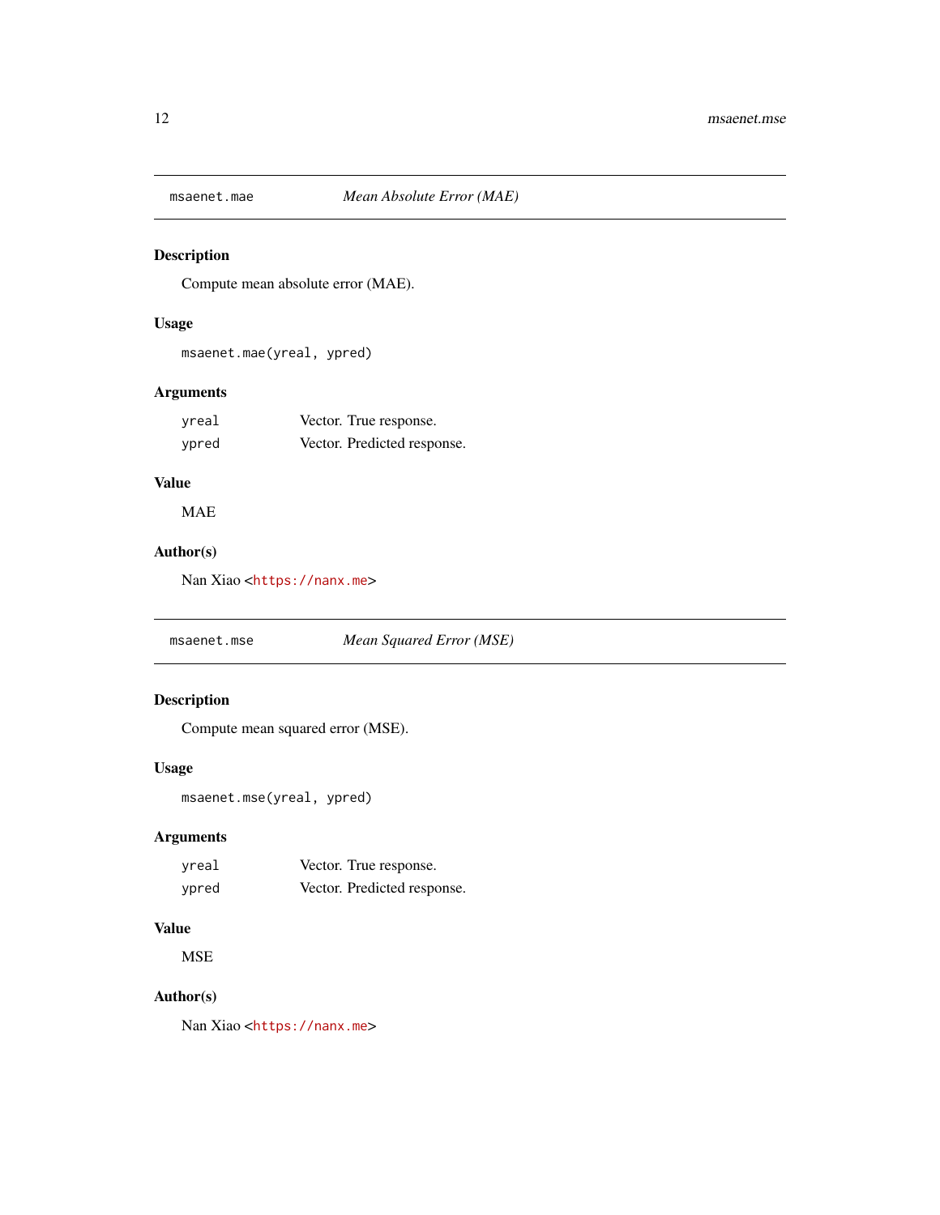## msaenet.mae — *Mean Absolute Error (MAE)*

### Description

Compute mean absolute error (MAE).

### Usage

```
msaenet.mae(yreal, ypred)
```

### Arguments

| | |
|---|---|
| `yreal` | Vector. True response. |
| `ypred` | Vector. Predicted response. |

### Value

MAE

### Author(s)

Nan Xiao <https://nanx.me>

## msaenet.mse — *Mean Squared Error (MSE)*

### Description

Compute mean squared error (MSE).

### Usage

```
msaenet.mse(yreal, ypred)
```

### Arguments

| | |
|---|---|
| `yreal` | Vector. True response. |
| `ypred` | Vector. Predicted response. |

### Value

MSE

### Author(s)

Nan Xiao <https://nanx.me>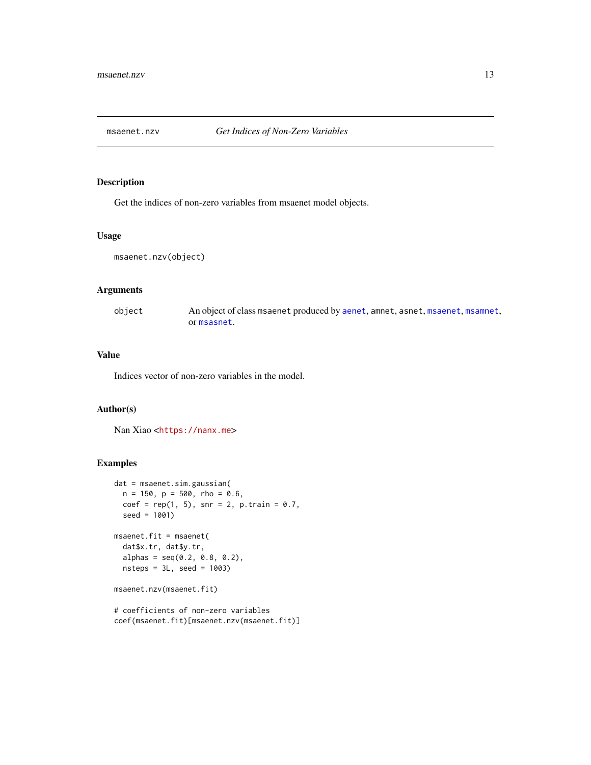## msaenet.nzv — *Get Indices of Non-Zero Variables*

### Description

Get the indices of non-zero variables from msaenet model objects.

### Usage

```
msaenet.nzv(object)
```

### Arguments

| | |
|---|---|
| `object` | An object of class `msaenet` produced by `aenet`, `amnet`, `asnet`, `msaenet`, `msamnet`, or `msasnet`. |

### Value

Indices vector of non-zero variables in the model.

### Author(s)

Nan Xiao <https://nanx.me>

### Examples

```
dat = msaenet.sim.gaussian(
  n = 150, p = 500, rho = 0.6,
  coef = rep(1, 5), snr = 2, p.train = 0.7,
  seed = 1001)

msaenet.fit = msaenet(
  dat$x.tr, dat$y.tr,
  alphas = seq(0.2, 0.8, 0.2),
  nsteps = 3L, seed = 1003)

msaenet.nzv(msaenet.fit)

# coefficients of non-zero variables
coef(msaenet.fit)[msaenet.nzv(msaenet.fit)]
```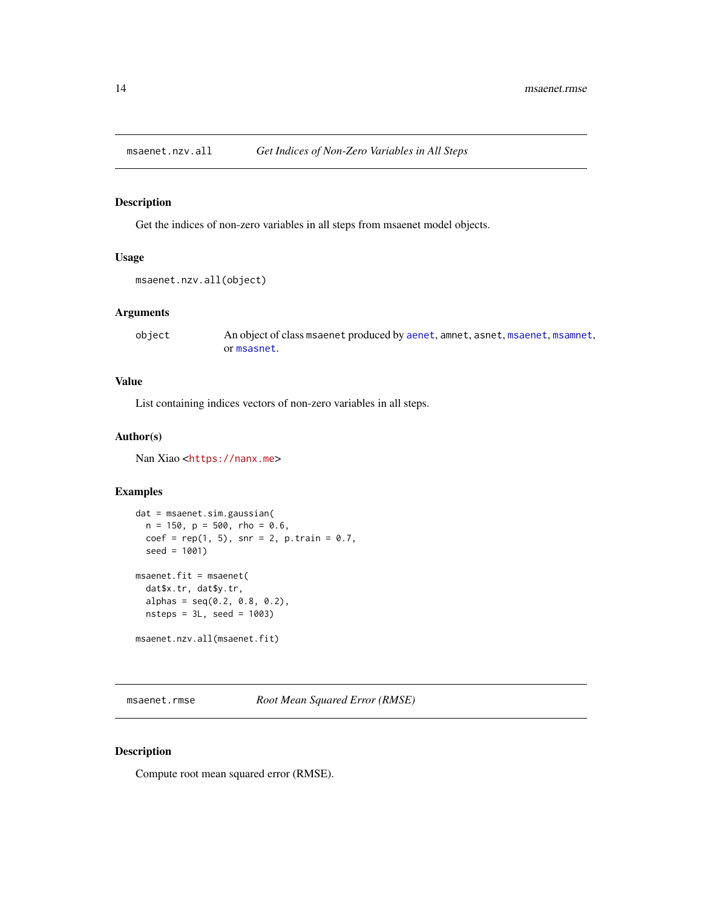## msaenet.nzv.all — *Get Indices of Non-Zero Variables in All Steps*

### Description

Get the indices of non-zero variables in all steps from msaenet model objects.

### Usage

```
msaenet.nzv.all(object)
```

### Arguments

| | |
|---|---|
| `object` | An object of class `msaenet` produced by `aenet`, `amnet`, `asnet`, `msaenet`, `msamnet`, or `msasnet`. |

### Value

List containing indices vectors of non-zero variables in all steps.

### Author(s)

Nan Xiao <https://nanx.me>

### Examples

```
dat = msaenet.sim.gaussian(
  n = 150, p = 500, rho = 0.6,
  coef = rep(1, 5), snr = 2, p.train = 0.7,
  seed = 1001)

msaenet.fit = msaenet(
  dat$x.tr, dat$y.tr,
  alphas = seq(0.2, 0.8, 0.2),
  nsteps = 3L, seed = 1003)

msaenet.nzv.all(msaenet.fit)
```

## msaenet.rmse — *Root Mean Squared Error (RMSE)*

### Description

Compute root mean squared error (RMSE).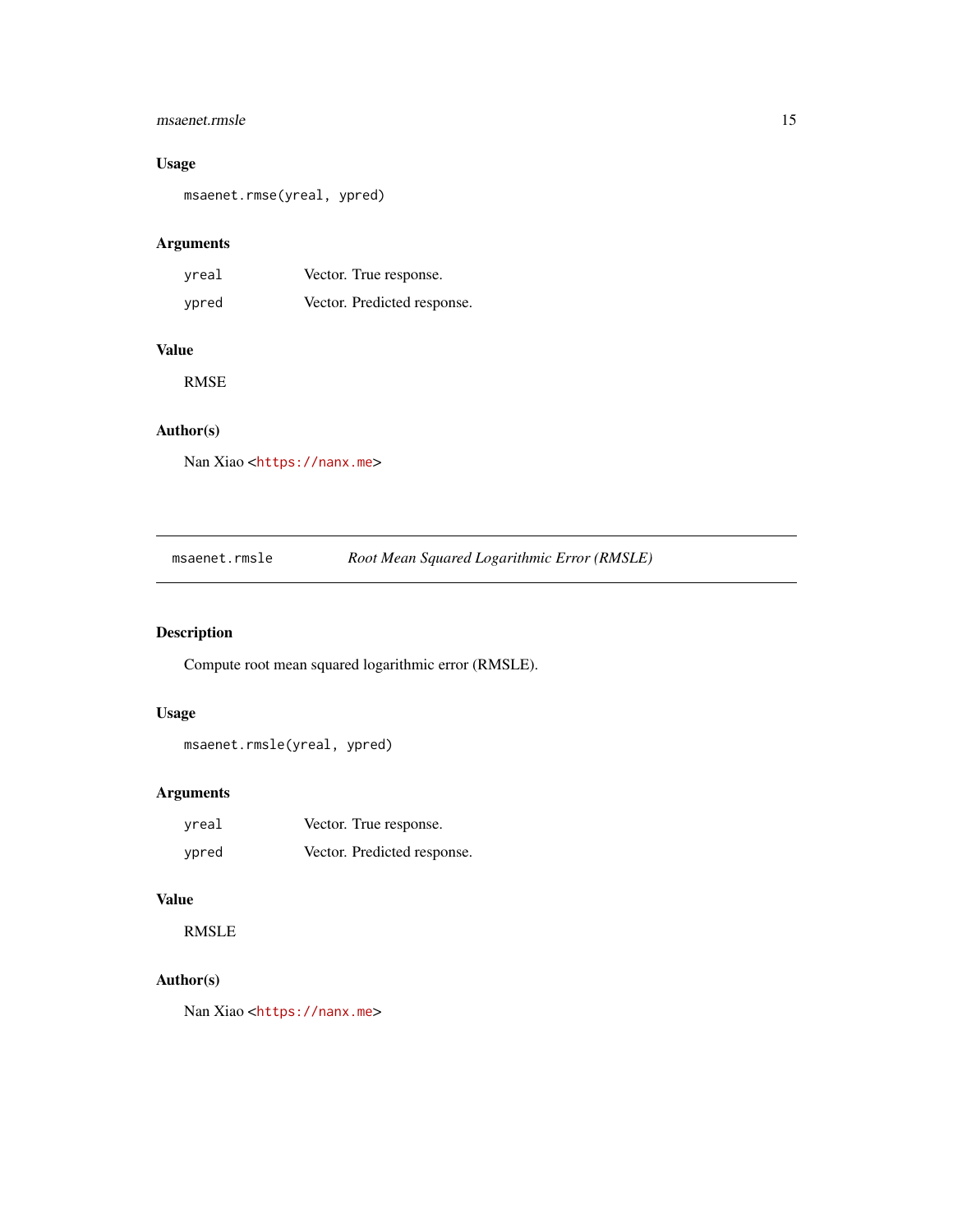### Usage

```
msaenet.rmse(yreal, ypred)
```

### Arguments

| | |
|---|---|
| `yreal` | Vector. True response. |
| `ypred` | Vector. Predicted response. |

### Value

RMSE

### Author(s)

Nan Xiao <https://nanx.me>

---

## msaenet.rmsle — *Root Mean Squared Logarithmic Error (RMSLE)*

### Description

Compute root mean squared logarithmic error (RMSLE).

### Usage

```
msaenet.rmsle(yreal, ypred)
```

### Arguments

| | |
|---|---|
| `yreal` | Vector. True response. |
| `ypred` | Vector. Predicted response. |

### Value

RMSLE

### Author(s)

Nan Xiao <https://nanx.me>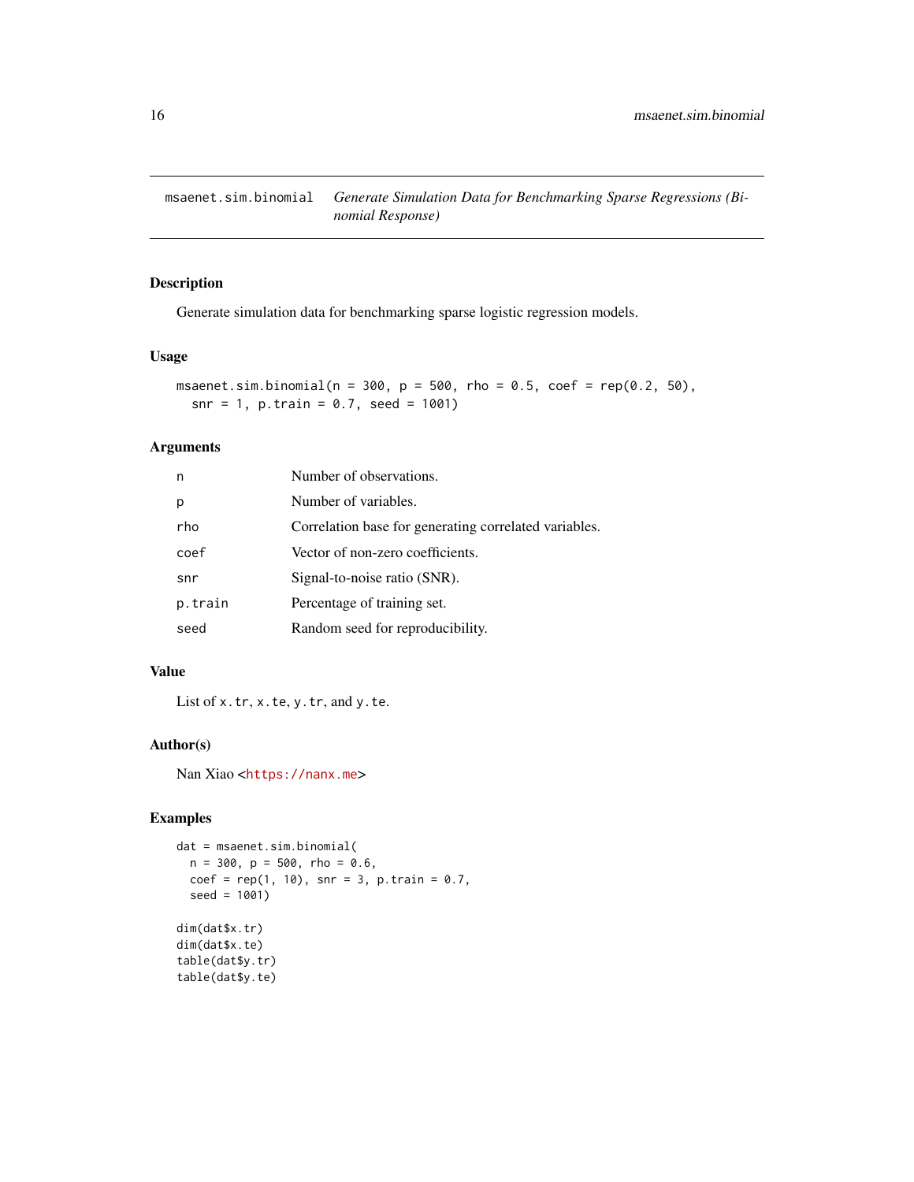# msaenet.sim.binomial — *Generate Simulation Data for Benchmarking Sparse Regressions (Binomial Response)*

## Description

Generate simulation data for benchmarking sparse logistic regression models.

## Usage

```
msaenet.sim.binomial(n = 300, p = 500, rho = 0.5, coef = rep(0.2, 50),
  snr = 1, p.train = 0.7, seed = 1001)
```

## Arguments

| | |
|---|---|
| `n` | Number of observations. |
| `p` | Number of variables. |
| `rho` | Correlation base for generating correlated variables. |
| `coef` | Vector of non-zero coefficients. |
| `snr` | Signal-to-noise ratio (SNR). |
| `p.train` | Percentage of training set. |
| `seed` | Random seed for reproducibility. |

## Value

List of `x.tr`, `x.te`, `y.tr`, and `y.te`.

## Author(s)

Nan Xiao <https://nanx.me>

## Examples

```
dat = msaenet.sim.binomial(
  n = 300, p = 500, rho = 0.6,
  coef = rep(1, 10), snr = 3, p.train = 0.7,
  seed = 1001)

dim(dat$x.tr)
dim(dat$x.te)
table(dat$y.tr)
table(dat$y.te)
```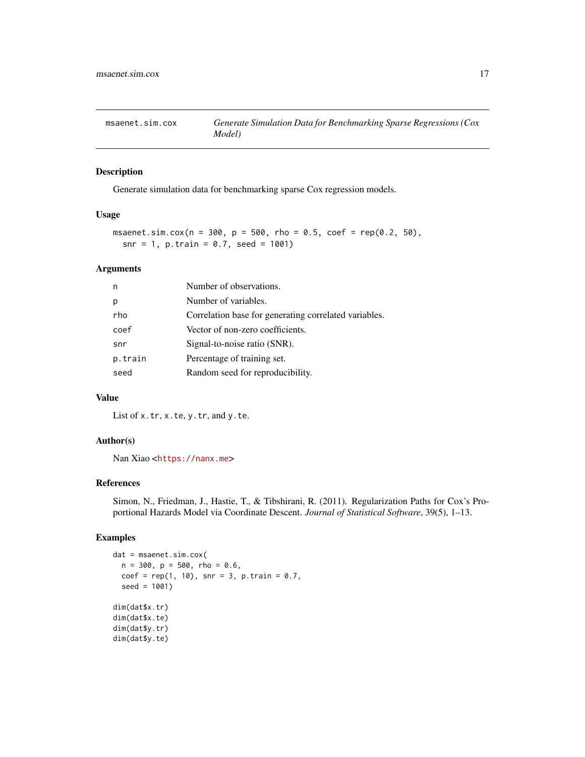## msaenet.sim.cox — *Generate Simulation Data for Benchmarking Sparse Regressions (Cox Model)*

### Description

Generate simulation data for benchmarking sparse Cox regression models.

### Usage

```
msaenet.sim.cox(n = 300, p = 500, rho = 0.5, coef = rep(0.2, 50),
  snr = 1, p.train = 0.7, seed = 1001)
```

### Arguments

| | |
|---|---|
| n | Number of observations. |
| p | Number of variables. |
| rho | Correlation base for generating correlated variables. |
| coef | Vector of non-zero coefficients. |
| snr | Signal-to-noise ratio (SNR). |
| p.train | Percentage of training set. |
| seed | Random seed for reproducibility. |

### Value

List of `x.tr`, `x.te`, `y.tr`, and `y.te`.

### Author(s)

Nan Xiao <https://nanx.me>

### References

Simon, N., Friedman, J., Hastie, T., & Tibshirani, R. (2011). Regularization Paths for Cox's Proportional Hazards Model via Coordinate Descent. *Journal of Statistical Software*, 39(5), 1–13.

### Examples

```
dat = msaenet.sim.cox(
  n = 300, p = 500, rho = 0.6,
  coef = rep(1, 10), snr = 3, p.train = 0.7,
  seed = 1001)

dim(dat$x.tr)
dim(dat$x.te)
dim(dat$y.tr)
dim(dat$y.te)
```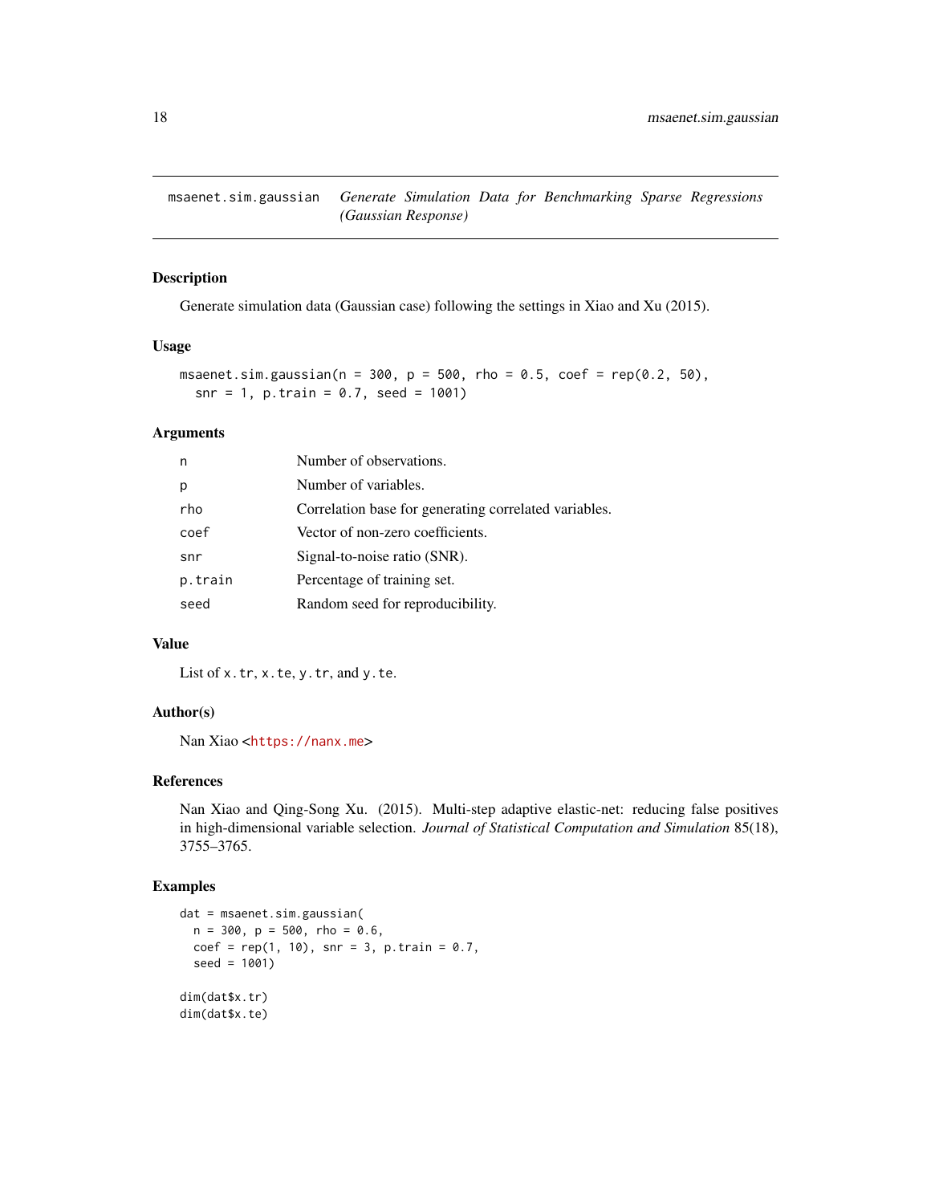## msaenet.sim.gaussian — *Generate Simulation Data for Benchmarking Sparse Regressions (Gaussian Response)*

### Description

Generate simulation data (Gaussian case) following the settings in Xiao and Xu (2015).

### Usage

```
msaenet.sim.gaussian(n = 300, p = 500, rho = 0.5, coef = rep(0.2, 50),
  snr = 1, p.train = 0.7, seed = 1001)
```

### Arguments

| | |
|---|---|
| `n` | Number of observations. |
| `p` | Number of variables. |
| `rho` | Correlation base for generating correlated variables. |
| `coef` | Vector of non-zero coefficients. |
| `snr` | Signal-to-noise ratio (SNR). |
| `p.train` | Percentage of training set. |
| `seed` | Random seed for reproducibility. |

### Value

List of `x.tr`, `x.te`, `y.tr`, and `y.te`.

### Author(s)

Nan Xiao <https://nanx.me>

### References

Nan Xiao and Qing-Song Xu. (2015). Multi-step adaptive elastic-net: reducing false positives in high-dimensional variable selection. *Journal of Statistical Computation and Simulation* 85(18), 3755–3765.

### Examples

```
dat = msaenet.sim.gaussian(
  n = 300, p = 500, rho = 0.6,
  coef = rep(1, 10), snr = 3, p.train = 0.7,
  seed = 1001)

dim(dat$x.tr)
dim(dat$x.te)
```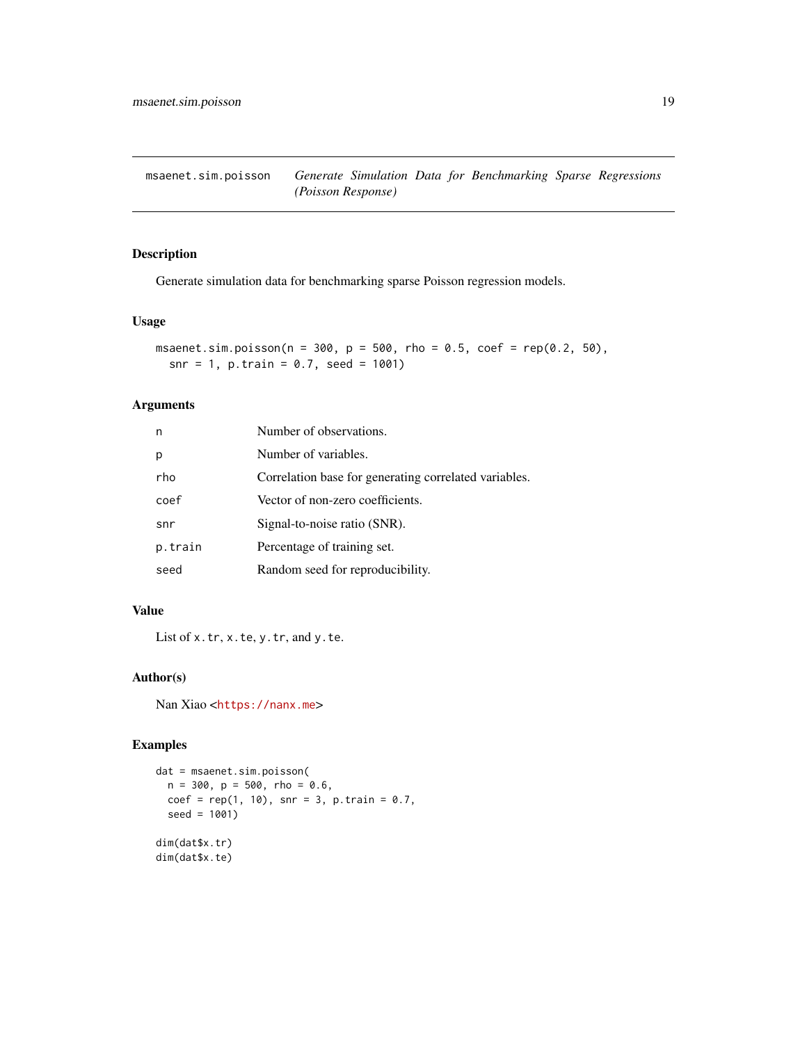## msaenet.sim.poisson — *Generate Simulation Data for Benchmarking Sparse Regressions (Poisson Response)*

### Description

Generate simulation data for benchmarking sparse Poisson regression models.

### Usage

```
msaenet.sim.poisson(n = 300, p = 500, rho = 0.5, coef = rep(0.2, 50),
  snr = 1, p.train = 0.7, seed = 1001)
```

### Arguments

| | |
|---|---|
| `n` | Number of observations. |
| `p` | Number of variables. |
| `rho` | Correlation base for generating correlated variables. |
| `coef` | Vector of non-zero coefficients. |
| `snr` | Signal-to-noise ratio (SNR). |
| `p.train` | Percentage of training set. |
| `seed` | Random seed for reproducibility. |

### Value

List of `x.tr`, `x.te`, `y.tr`, and `y.te`.

### Author(s)

Nan Xiao <https://nanx.me>

### Examples

```
dat = msaenet.sim.poisson(
  n = 300, p = 500, rho = 0.6,
  coef = rep(1, 10), snr = 3, p.train = 0.7,
  seed = 1001)

dim(dat$x.tr)
dim(dat$x.te)
```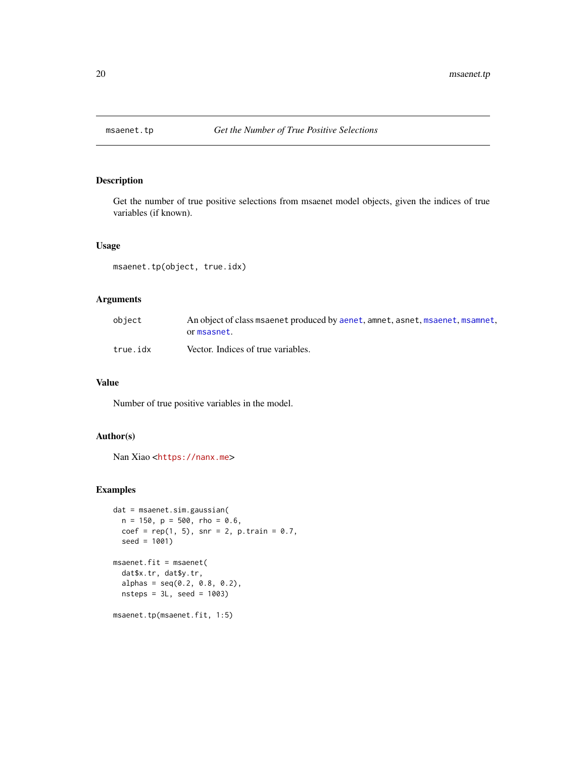## msaenet.tp — *Get the Number of True Positive Selections*

### Description

Get the number of true positive selections from msaenet model objects, given the indices of true variables (if known).

### Usage

```
msaenet.tp(object, true.idx)
```

### Arguments

| | |
|---|---|
| object | An object of class msaenet produced by aenet, amnet, asnet, msaenet, msamnet, or msasnet. |
| true.idx | Vector. Indices of true variables. |

### Value

Number of true positive variables in the model.

### Author(s)

Nan Xiao <https://nanx.me>

### Examples

```
dat = msaenet.sim.gaussian(
  n = 150, p = 500, rho = 0.6,
  coef = rep(1, 5), snr = 2, p.train = 0.7,
  seed = 1001)

msaenet.fit = msaenet(
  dat$x.tr, dat$y.tr,
  alphas = seq(0.2, 0.8, 0.2),
  nsteps = 3L, seed = 1003)

msaenet.tp(msaenet.fit, 1:5)
```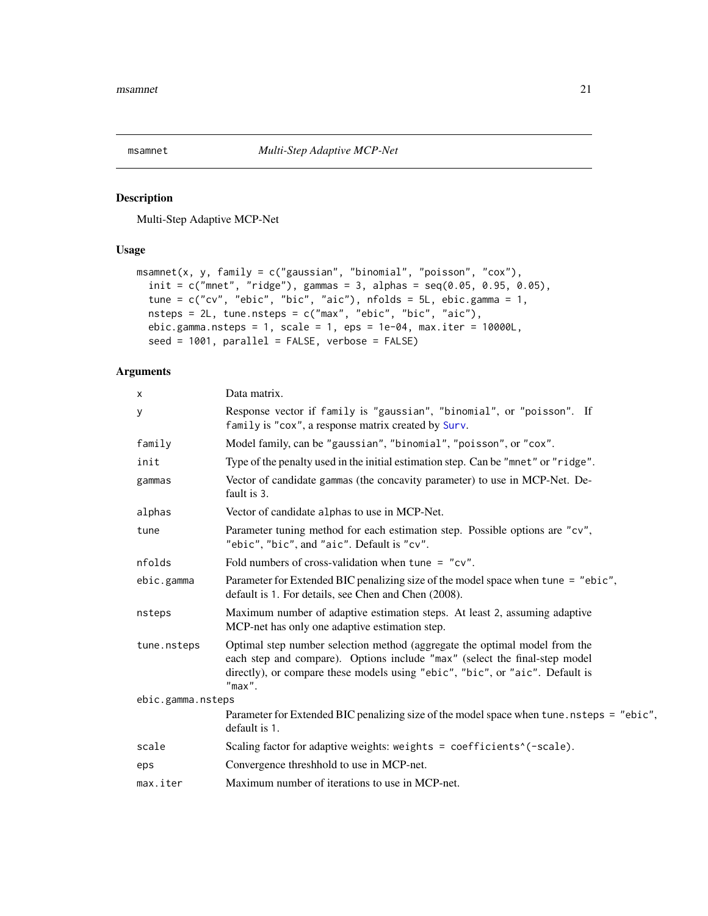msamnet *Multi-Step Adaptive MCP-Net*

## Description

Multi-Step Adaptive MCP-Net

## Usage

```
msamnet(x, y, family = c("gaussian", "binomial", "poisson", "cox"),
  init = c("mnet", "ridge"), gammas = 3, alphas = seq(0.05, 0.95, 0.05),
  tune = c("cv", "ebic", "bic", "aic"), nfolds = 5L, ebic.gamma = 1,
  nsteps = 2L, tune.nsteps = c("max", "ebic", "bic", "aic"),
  ebic.gamma.nsteps = 1, scale = 1, eps = 1e-04, max.iter = 10000L,
  seed = 1001, parallel = FALSE, verbose = FALSE)
```

## Arguments

| | |
|---|---|
| `x` | Data matrix. |
| `y` | Response vector if `family` is "gaussian", "binomial", or "poisson". If `family` is "cox", a response matrix created by `Surv`. |
| `family` | Model family, can be "gaussian", "binomial", "poisson", or "cox". |
| `init` | Type of the penalty used in the initial estimation step. Can be "mnet" or "ridge". |
| `gammas` | Vector of candidate `gammas` (the concavity parameter) to use in MCP-Net. Default is 3. |
| `alphas` | Vector of candidate `alphas` to use in MCP-Net. |
| `tune` | Parameter tuning method for each estimation step. Possible options are "cv", "ebic", "bic", and "aic". Default is "cv". |
| `nfolds` | Fold numbers of cross-validation when `tune = "cv"`. |
| `ebic.gamma` | Parameter for Extended BIC penalizing size of the model space when `tune = "ebic"`, default is 1. For details, see Chen and Chen (2008). |
| `nsteps` | Maximum number of adaptive estimation steps. At least 2, assuming adaptive MCP-net has only one adaptive estimation step. |
| `tune.nsteps` | Optimal step number selection method (aggregate the optimal model from the each step and compare). Options include "max" (select the final-step model directly), or compare these models using "ebic", "bic", or "aic". Default is "max". |
| `ebic.gamma.nsteps` | Parameter for Extended BIC penalizing size of the model space when `tune.nsteps = "ebic"`, default is 1. |
| `scale` | Scaling factor for adaptive weights: `weights = coefficients^(-scale)`. |
| `eps` | Convergence threshhold to use in MCP-net. |
| `max.iter` | Maximum number of iterations to use in MCP-net. |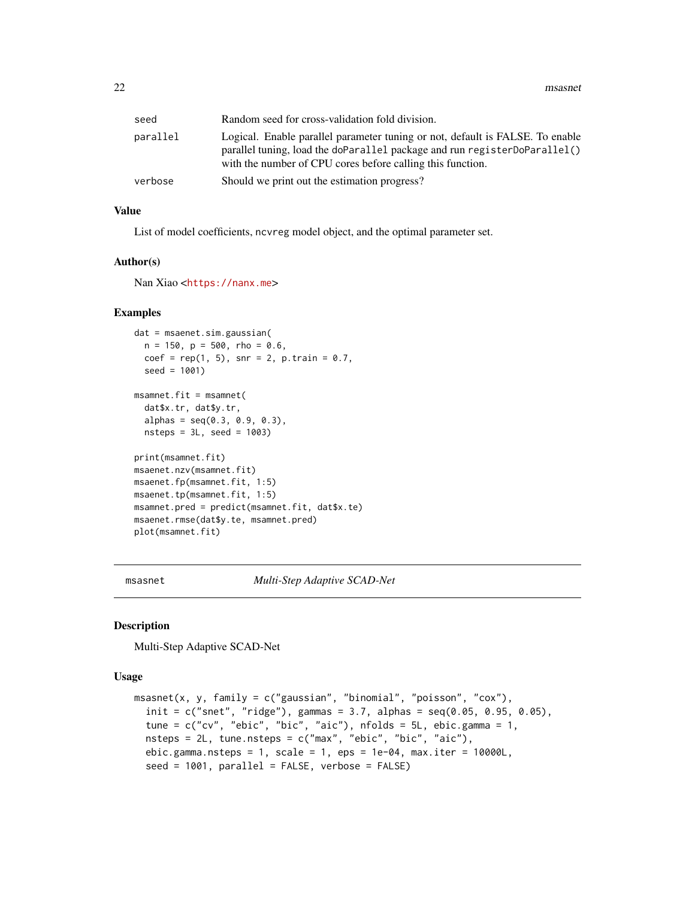| | |
|---|---|
| seed | Random seed for cross-validation fold division. |
| parallel | Logical. Enable parallel parameter tuning or not, default is FALSE. To enable parallel tuning, load the doParallel package and run registerDoParallel() with the number of CPU cores before calling this function. |
| verbose | Should we print out the estimation progress? |

### Value

List of model coefficients, ncvreg model object, and the optimal parameter set.

### Author(s)

Nan Xiao <https://nanx.me>

### Examples

```
dat = msaenet.sim.gaussian(
  n = 150, p = 500, rho = 0.6,
  coef = rep(1, 5), snr = 2, p.train = 0.7,
  seed = 1001)

msamnet.fit = msamnet(
  dat$x.tr, dat$y.tr,
  alphas = seq(0.3, 0.9, 0.3),
  nsteps = 3L, seed = 1003)

print(msamnet.fit)
msaenet.nzv(msamnet.fit)
msaenet.fp(msamnet.fit, 1:5)
msaenet.tp(msamnet.fit, 1:5)
msamnet.pred = predict(msamnet.fit, dat$x.te)
msaenet.rmse(dat$y.te, msamnet.pred)
plot(msamnet.fit)
```

---

## msasnet — *Multi-Step Adaptive SCAD-Net*

### Description

Multi-Step Adaptive SCAD-Net

### Usage

```
msasnet(x, y, family = c("gaussian", "binomial", "poisson", "cox"),
  init = c("snet", "ridge"), gammas = 3.7, alphas = seq(0.05, 0.95, 0.05),
  tune = c("cv", "ebic", "bic", "aic"), nfolds = 5L, ebic.gamma = 1,
  nsteps = 2L, tune.nsteps = c("max", "ebic", "bic", "aic"),
  ebic.gamma.nsteps = 1, scale = 1, eps = 1e-04, max.iter = 10000L,
  seed = 1001, parallel = FALSE, verbose = FALSE)
```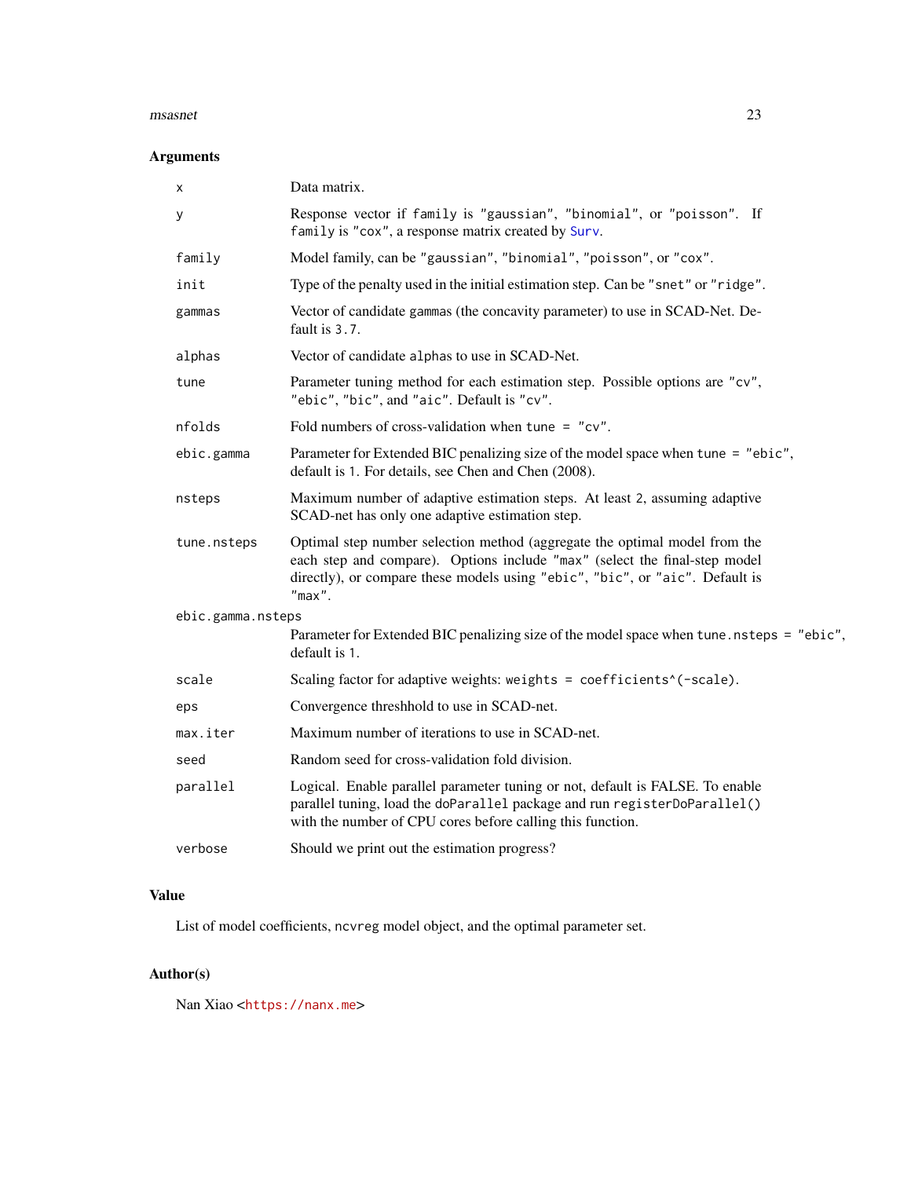## Arguments

| | |
|---|---|
| `x` | Data matrix. |
| `y` | Response vector if `family` is `"gaussian"`, `"binomial"`, or `"poisson"`. If `family` is `"cox"`, a response matrix created by `Surv`. |
| `family` | Model family, can be `"gaussian"`, `"binomial"`, `"poisson"`, or `"cox"`. |
| `init` | Type of the penalty used in the initial estimation step. Can be `"snet"` or `"ridge"`. |
| `gammas` | Vector of candidate `gammas` (the concavity parameter) to use in SCAD-Net. Default is `3.7`. |
| `alphas` | Vector of candidate `alphas` to use in SCAD-Net. |
| `tune` | Parameter tuning method for each estimation step. Possible options are `"cv"`, `"ebic"`, `"bic"`, and `"aic"`. Default is `"cv"`. |
| `nfolds` | Fold numbers of cross-validation when `tune = "cv"`. |
| `ebic.gamma` | Parameter for Extended BIC penalizing size of the model space when `tune = "ebic"`, default is `1`. For details, see Chen and Chen (2008). |
| `nsteps` | Maximum number of adaptive estimation steps. At least `2`, assuming adaptive SCAD-net has only one adaptive estimation step. |
| `tune.nsteps` | Optimal step number selection method (aggregate the optimal model from the each step and compare). Options include `"max"` (select the final-step model directly), or compare these models using `"ebic"`, `"bic"`, or `"aic"`. Default is `"max"`. |
| `ebic.gamma.nsteps` | Parameter for Extended BIC penalizing size of the model space when `tune.nsteps = "ebic"`, default is `1`. |
| `scale` | Scaling factor for adaptive weights: `weights = coefficients^(-scale)`. |
| `eps` | Convergence threshhold to use in SCAD-net. |
| `max.iter` | Maximum number of iterations to use in SCAD-net. |
| `seed` | Random seed for cross-validation fold division. |
| `parallel` | Logical. Enable parallel parameter tuning or not, default is FALSE. To enable parallel tuning, load the `doParallel` package and run `registerDoParallel()` with the number of CPU cores before calling this function. |
| `verbose` | Should we print out the estimation progress? |

## Value

List of model coefficients, `ncvreg` model object, and the optimal parameter set.

## Author(s)

Nan Xiao <https://nanx.me>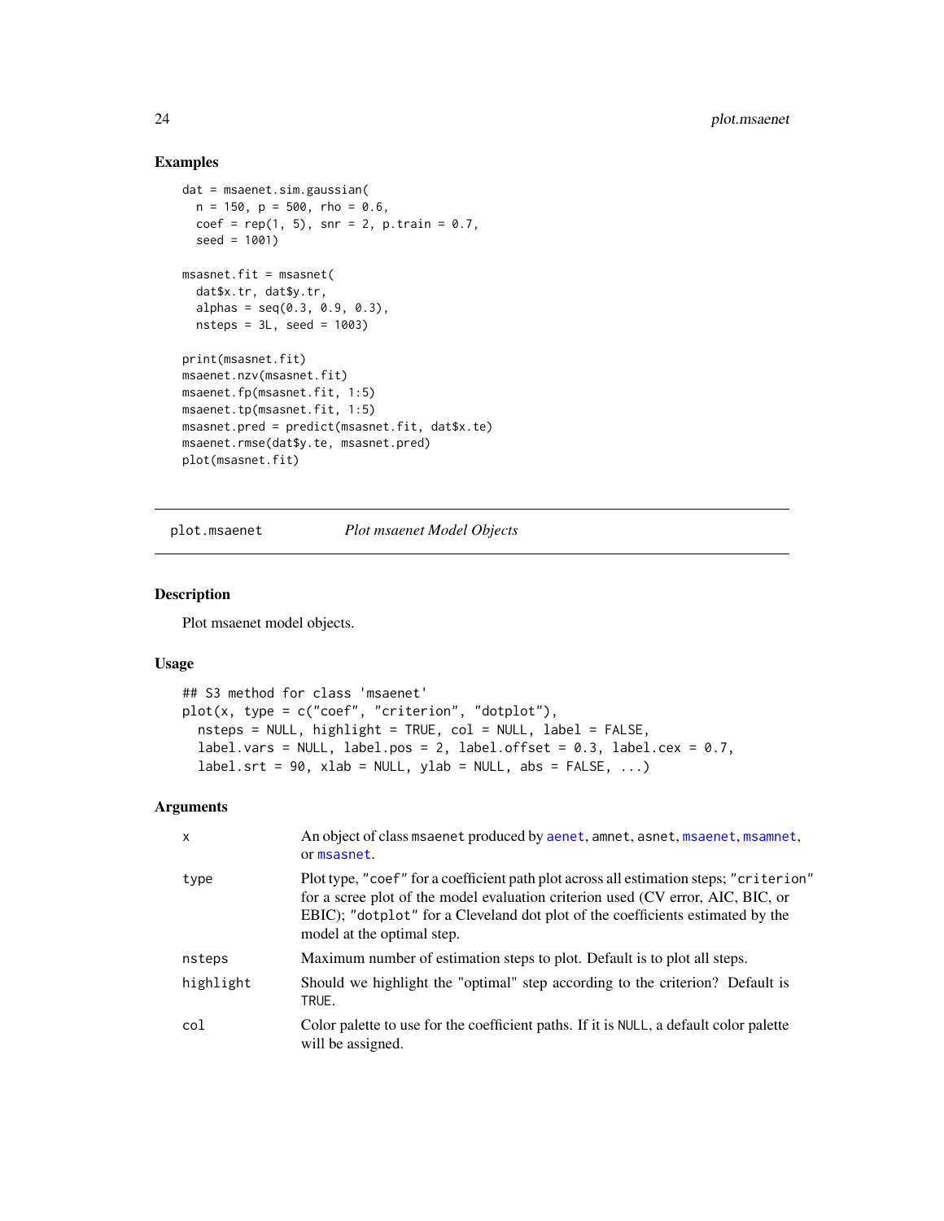## Examples

```
dat = msaenet.sim.gaussian(
  n = 150, p = 500, rho = 0.6,
  coef = rep(1, 5), snr = 2, p.train = 0.7,
  seed = 1001)

msasnet.fit = msasnet(
  dat$x.tr, dat$y.tr,
  alphas = seq(0.3, 0.9, 0.3),
  nsteps = 3L, seed = 1003)

print(msasnet.fit)
msaenet.nzv(msasnet.fit)
msaenet.fp(msasnet.fit, 1:5)
msaenet.tp(msasnet.fit, 1:5)
msasnet.pred = predict(msasnet.fit, dat$x.te)
msaenet.rmse(dat$y.te, msasnet.pred)
plot(msasnet.fit)
```

---

# plot.msaenet    *Plot msaenet Model Objects*

---

## Description

Plot msaenet model objects.

## Usage

```
## S3 method for class 'msaenet'
plot(x, type = c("coef", "criterion", "dotplot"),
  nsteps = NULL, highlight = TRUE, col = NULL, label = FALSE,
  label.vars = NULL, label.pos = 2, label.offset = 0.3, label.cex = 0.7,
  label.srt = 90, xlab = NULL, ylab = NULL, abs = FALSE, ...)
```

## Arguments

| | |
|---|---|
| `x` | An object of class `msaenet` produced by `aenet`, `amnet`, `asnet`, `msaenet`, `msamnet`, or `msasnet`. |
| `type` | Plot type, `"coef"` for a coefficient path plot across all estimation steps; `"criterion"` for a scree plot of the model evaluation criterion used (CV error, AIC, BIC, or EBIC); `"dotplot"` for a Cleveland dot plot of the coefficients estimated by the model at the optimal step. |
| `nsteps` | Maximum number of estimation steps to plot. Default is to plot all steps. |
| `highlight` | Should we highlight the "optimal" step according to the criterion? Default is `TRUE`. |
| `col` | Color palette to use for the coefficient paths. If it is `NULL`, a default color palette will be assigned. |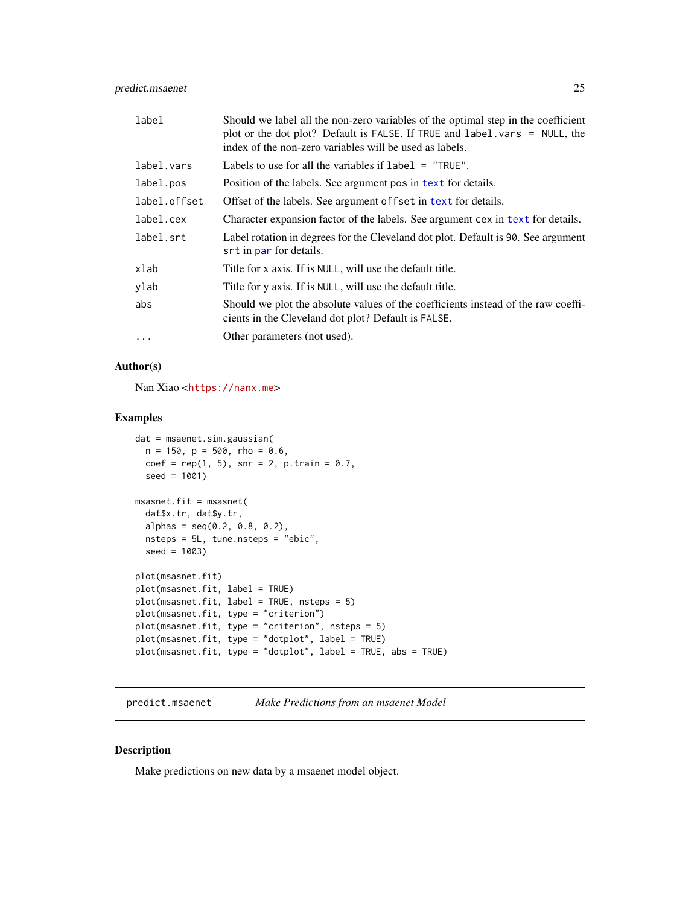| | |
|---|---|
| `label` | Should we label all the non-zero variables of the optimal step in the coefficient plot or the dot plot? Default is `FALSE`. If `TRUE` and `label.vars = NULL`, the index of the non-zero variables will be used as labels. |
| `label.vars` | Labels to use for all the variables if `label = "TRUE"`. |
| `label.pos` | Position of the labels. See argument `pos` in `text` for details. |
| `label.offset` | Offset of the labels. See argument `offset` in `text` for details. |
| `label.cex` | Character expansion factor of the labels. See argument `cex` in `text` for details. |
| `label.srt` | Label rotation in degrees for the Cleveland dot plot. Default is `90`. See argument `srt` in `par` for details. |
| `xlab` | Title for x axis. If is `NULL`, will use the default title. |
| `ylab` | Title for y axis. If is `NULL`, will use the default title. |
| `abs` | Should we plot the absolute values of the coefficients instead of the raw coefficients in the Cleveland dot plot? Default is `FALSE`. |
| `...` | Other parameters (not used). |

### Author(s)

Nan Xiao <https://nanx.me>

### Examples

```
dat = msaenet.sim.gaussian(
  n = 150, p = 500, rho = 0.6,
  coef = rep(1, 5), snr = 2, p.train = 0.7,
  seed = 1001)

msasnet.fit = msasnet(
  dat$x.tr, dat$y.tr,
  alphas = seq(0.2, 0.8, 0.2),
  nsteps = 5L, tune.nsteps = "ebic",
  seed = 1003)

plot(msasnet.fit)
plot(msasnet.fit, label = TRUE)
plot(msasnet.fit, label = TRUE, nsteps = 5)
plot(msasnet.fit, type = "criterion")
plot(msasnet.fit, type = "criterion", nsteps = 5)
plot(msasnet.fit, type = "dotplot", label = TRUE)
plot(msasnet.fit, type = "dotplot", label = TRUE, abs = TRUE)
```

---

## predict.msaenet &nbsp;&nbsp;&nbsp; *Make Predictions from an msaenet Model*

---

### Description

Make predictions on new data by a msaenet model object.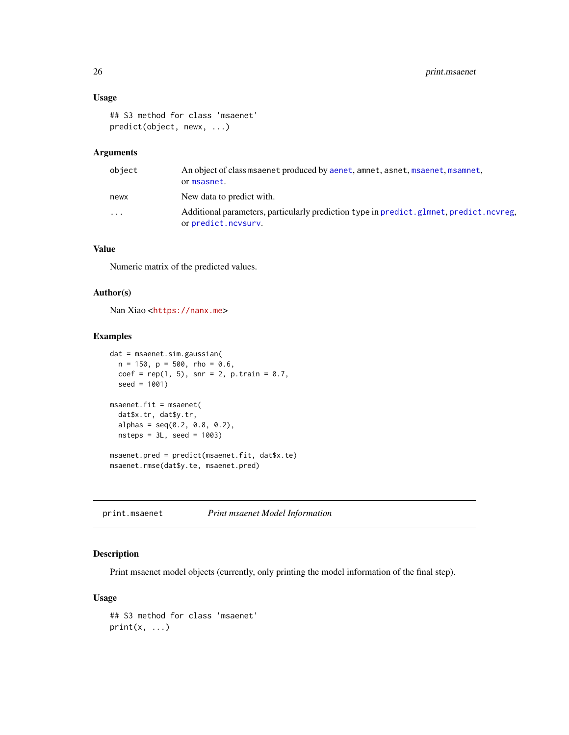### Usage

```
## S3 method for class 'msaenet'
predict(object, newx, ...)
```

### Arguments

| | |
|---|---|
| object | An object of class msaenet produced by aenet, amnet, asnet, msaenet, msamnet, or msasnet. |
| newx | New data to predict with. |
| ... | Additional parameters, particularly prediction type in predict.glmnet, predict.ncvreg, or predict.ncvsurv. |

### Value

Numeric matrix of the predicted values.

### Author(s)

Nan Xiao <https://nanx.me>

### Examples

```
dat = msaenet.sim.gaussian(
  n = 150, p = 500, rho = 0.6,
  coef = rep(1, 5), snr = 2, p.train = 0.7,
  seed = 1001)

msaenet.fit = msaenet(
  dat$x.tr, dat$y.tr,
  alphas = seq(0.2, 0.8, 0.2),
  nsteps = 3L, seed = 1003)

msaenet.pred = predict(msaenet.fit, dat$x.te)
msaenet.rmse(dat$y.te, msaenet.pred)
```

---

## print.msaenet *Print msaenet Model Information*

### Description

Print msaenet model objects (currently, only printing the model information of the final step).

### Usage

```
## S3 method for class 'msaenet'
print(x, ...)
```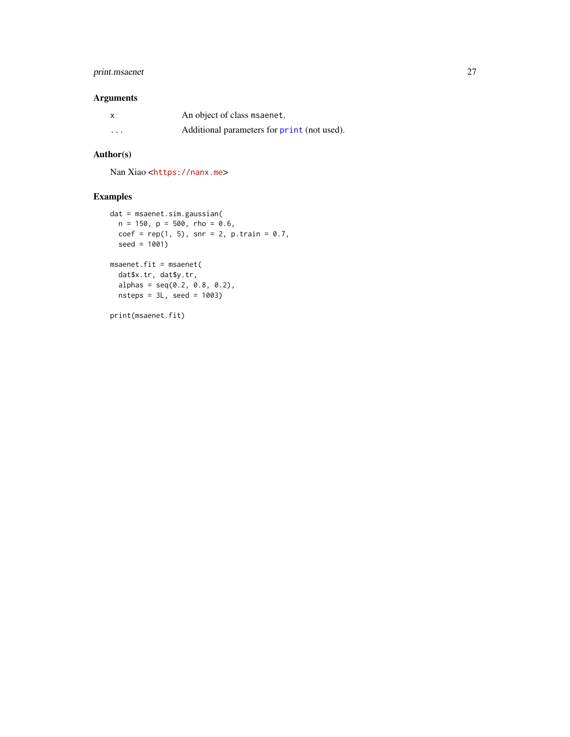## Arguments

| | |
|---|---|
| x | An object of class msaenet. |
| ... | Additional parameters for print (not used). |

## Author(s)

Nan Xiao <https://nanx.me>

## Examples

```
dat = msaenet.sim.gaussian(
  n = 150, p = 500, rho = 0.6,
  coef = rep(1, 5), snr = 2, p.train = 0.7,
  seed = 1001)

msaenet.fit = msaenet(
  dat$x.tr, dat$y.tr,
  alphas = seq(0.2, 0.8, 0.2),
  nsteps = 3L, seed = 1003)

print(msaenet.fit)
```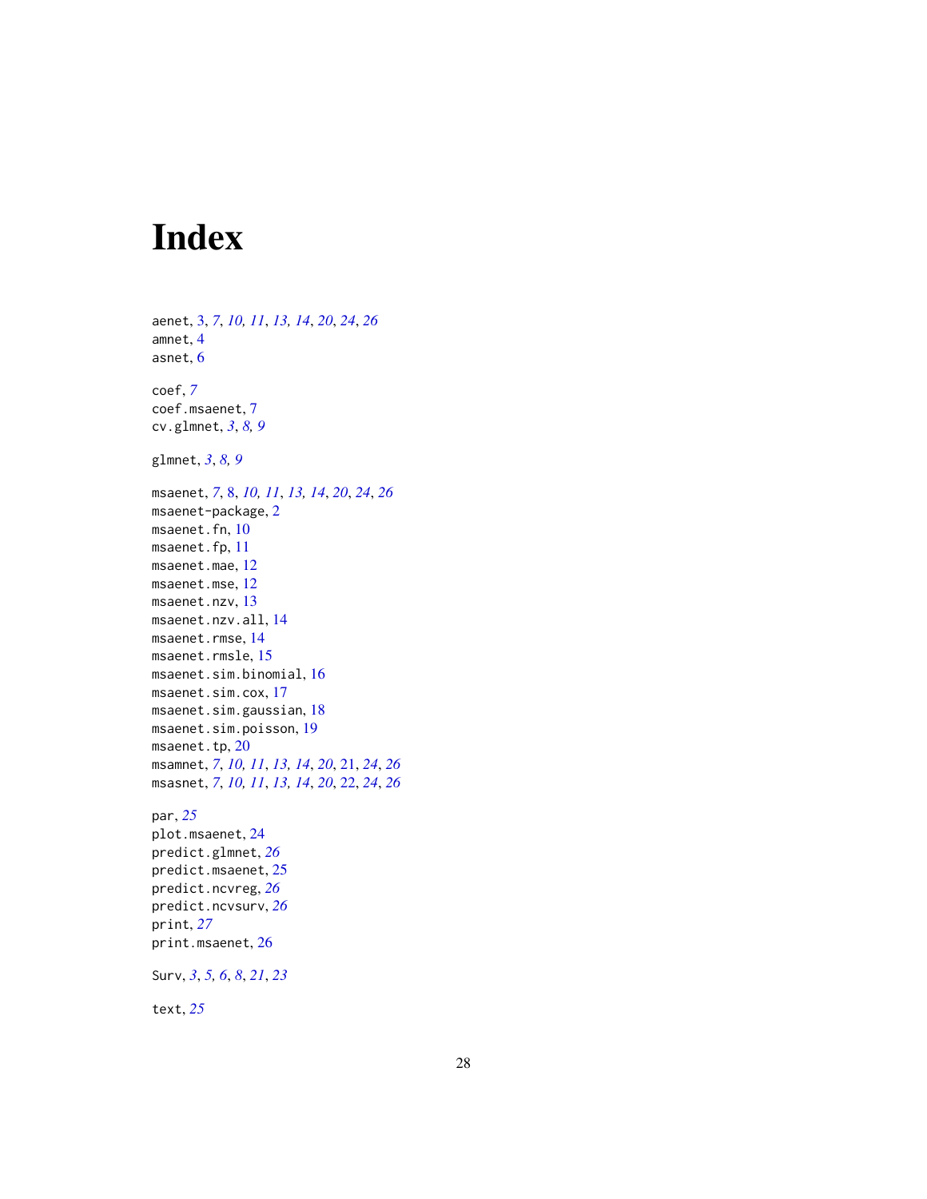# Index

aenet, 3, *7*, *10, 11*, *13, 14*, *20*, *24*, *26*
amnet, 4
asnet, 6

coef, *7*
coef.msaenet, 7
cv.glmnet, *3*, *8, 9*

glmnet, *3*, *8, 9*

msaenet, *7*, 8, *10, 11*, *13, 14*, *20*, *24*, *26*
msaenet-package, 2
msaenet.fn, 10
msaenet.fp, 11
msaenet.mae, 12
msaenet.mse, 12
msaenet.nzv, 13
msaenet.nzv.all, 14
msaenet.rmse, 14
msaenet.rmsle, 15
msaenet.sim.binomial, 16
msaenet.sim.cox, 17
msaenet.sim.gaussian, 18
msaenet.sim.poisson, 19
msaenet.tp, 20
msamnet, *7*, *10, 11*, *13, 14*, *20*, 21, *24*, *26*
msasnet, *7*, *10, 11*, *13, 14*, *20*, 22, *24*, *26*

par, *25*
plot.msaenet, 24
predict.glmnet, *26*
predict.msaenet, 25
predict.ncvreg, *26*
predict.ncvsurv, *26*
print, *27*
print.msaenet, 26

Surv, *3*, *5, 6*, *8*, *21*, *23*

text, *25*